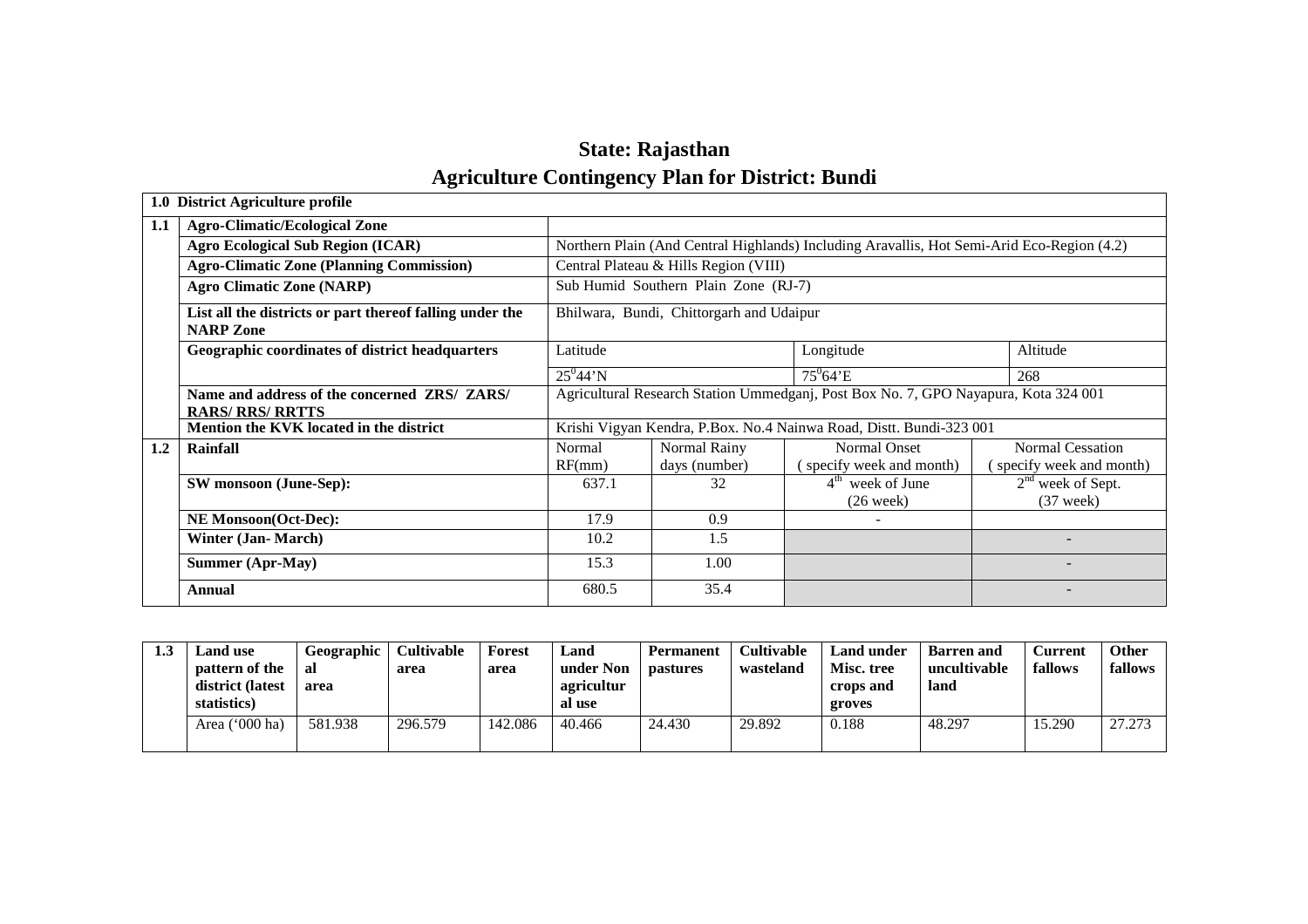# State: Rajasthan

## Agriculture Contingency Plan for District: Bundi

| 1.0 District Agriculture profile | | | | | | |
|---|---|---|---|---|---|---|
| 1.1 | Agro-Climatic/Ecological Zone | | | | | |
| | Agro Ecological Sub Region (ICAR) | Northern Plain (And Central Highlands) Including Aravallis, Hot Semi-Arid Eco-Region (4.2) | | | | |
| | Agro-Climatic Zone (Planning Commission) | Central Plateau & Hills Region (VIII) | | | | |
| | Agro Climatic Zone (NARP) | Sub Humid Southern Plain Zone (RJ-7) | | | | |
| | List all the districts or part thereof falling under the NARP Zone | Bhilwara, Bundi, Chittorgarh and Udaipur | | | | |
| | Geographic coordinates of district headquarters | Latitude | | Longitude | Altitude | |
| | | $25^0 44$'N | | $75^0 64$'E | 268 | |
| | Name and address of the concerned ZRS/ ZARS/ RARS/ RRS/ RRTTS | Agricultural Research Station Ummedganj, Post Box No. 7, GPO Nayapura, Kota 324 001 | | | | |
| | Mention the KVK located in the district | Krishi Vigyan Kendra, P.Box. No.4 Nainwa Road, Distt. Bundi-323 001 | | | | |
| 1.2 | Rainfall | Normal RF(mm) | Normal Rainy days (number) | Normal Onset (specify week and month) | Normal Cessation (specify week and month) | |
| | SW monsoon (June-Sep): | 637.1 | 32 | 4th week of June (26 week) | 2nd week of Sept. (37 week) | |
| | NE Monsoon(Oct-Dec): | 17.9 | 0.9 | - | | |
| | Winter (Jan- March) | 10.2 | 1.5 | | - | |
| | Summer (Apr-May) | 15.3 | 1.00 | | - | |
| | Annual | 680.5 | 35.4 | | - | |

| 1.3 | Land use pattern of the district (latest statistics) | Geographical area | Cultivable area | Forest area | Land under Non agricultural use | Permanent pastures | Cultivable wasteland | Land under Misc. tree crops and groves | Barren and uncultivable land | Current fallows | Other fallows |
|---|---|---|---|---|---|---|---|---|---|---|---|
| | Area ('000 ha) | 581.938 | 296.579 | 142.086 | 40.466 | 24.430 | 29.892 | 0.188 | 48.297 | 15.290 | 27.273 |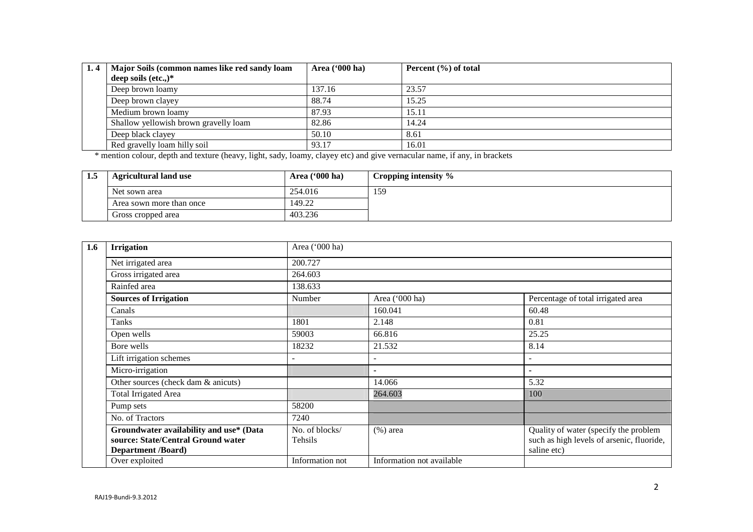| 1. 4 | Major Soils (common names like red sandy loam deep soils (etc.,)* | Area ('000 ha) | Percent (%) of total |
|---|---|---|---|
| | Deep brown loamy | 137.16 | 23.57 |
| | Deep brown clayey | 88.74 | 15.25 |
| | Medium brown loamy | 87.93 | 15.11 |
| | Shallow yellowish brown gravelly loam | 82.86 | 14.24 |
| | Deep black clayey | 50.10 | 8.61 |
| | Red gravelly loam hilly soil | 93.17 | 16.01 |

\* mention colour, depth and texture (heavy, light, sady, loamy, clayey etc) and give vernacular name, if any, in brackets

| 1.5 | Agricultural land use | Area ('000 ha) | Cropping intensity % |
|---|---|---|---|
| | Net sown area | 254.016 | 159 |
| | Area sown more than once | 149.22 | |
| | Gross cropped area | 403.236 | |

| 1.6 | Irrigation | Area ('000 ha) | | |
|---|---|---|---|---|
| | Net irrigated area | 200.727 | | |
| | Gross irrigated area | 264.603 | | |
| | Rainfed area | 138.633 | | |
| | **Sources of Irrigation** | Number | Area ('000 ha) | Percentage of total irrigated area |
| | Canals | | 160.041 | 60.48 |
| | Tanks | 1801 | 2.148 | 0.81 |
| | Open wells | 59003 | 66.816 | 25.25 |
| | Bore wells | 18232 | 21.532 | 8.14 |
| | Lift irrigation schemes | - | - | - |
| | Micro-irrigation | | - | - |
| | Other sources (check dam & anicuts) | | 14.066 | 5.32 |
| | Total Irrigated Area | | 264.603 | 100 |
| | Pump sets | 58200 | | |
| | No. of Tractors | 7240 | | |
| | **Groundwater availability and use\* (Data source: State/Central Ground water Department /Board)** | No. of blocks/ Tehsils | (%) area | Quality of water (specify the problem such as high levels of arsenic, fluoride, saline etc) |
| | Over exploited | Information not | Information not available | |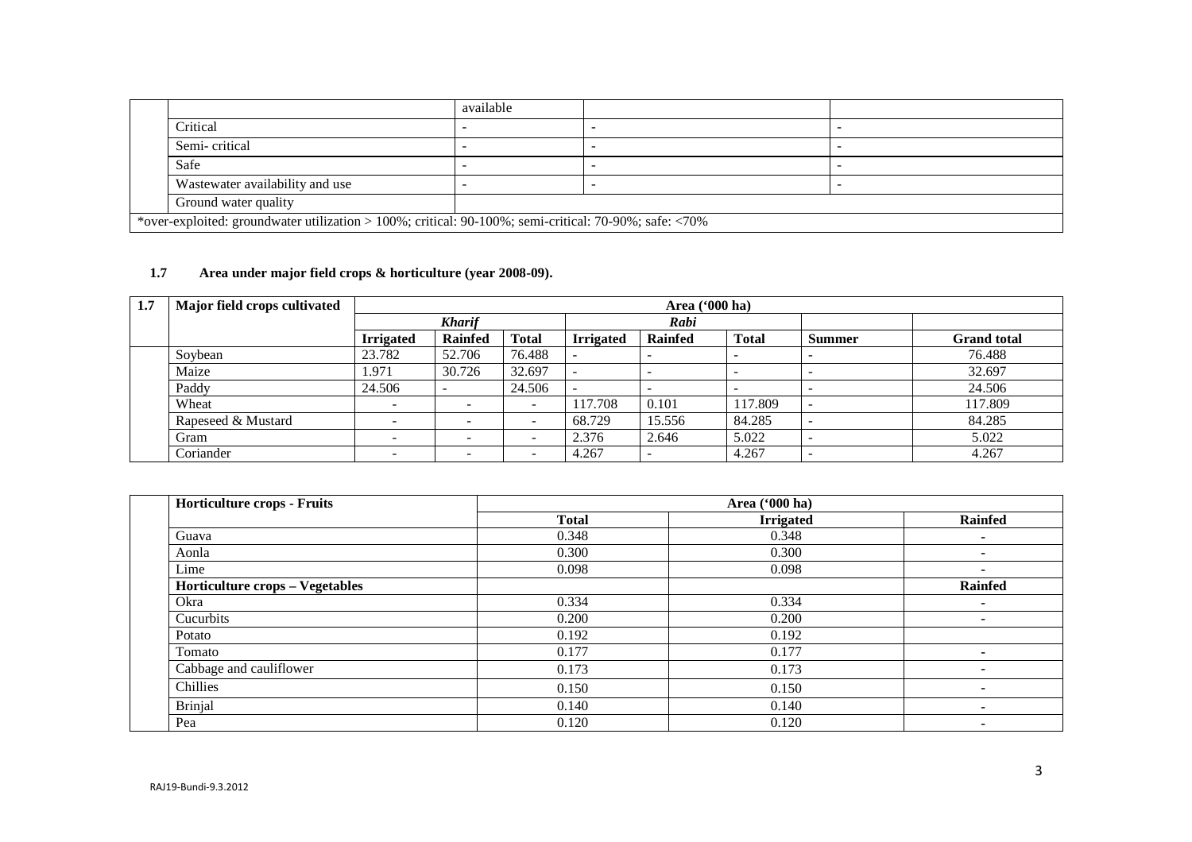| | | available | | |
|---|---|---|---|---|
| | Critical | - | - | - |
| | Semi- critical | - | - | - |
| | Safe | - | - | - |
| | Wastewater availability and use | - | - | - |
| | Ground water quality | | | |
| *over-exploited: groundwater utilization > 100%; critical: 90-100%; semi-critical: 70-90%; safe: <70% | | | | |

**1.7 Area under major field crops & horticulture (year 2008-09).**

| 1.7 | Major field crops cultivated | Area ('000 ha) | | | | | | | |
|---|---|---|---|---|---|---|---|---|---|
| | | *Kharif* | | | *Rabi* | | | | |
| | | **Irrigated** | **Rainfed** | **Total** | **Irrigated** | **Rainfed** | **Total** | **Summer** | **Grand total** |
| | Soybean | 23.782 | 52.706 | 76.488 | - | - | - | - | 76.488 |
| | Maize | 1.971 | 30.726 | 32.697 | - | - | - | - | 32.697 |
| | Paddy | 24.506 | - | 24.506 | - | - | - | - | 24.506 |
| | Wheat | - | - | - | 117.708 | 0.101 | 117.809 | - | 117.809 |
| | Rapeseed & Mustard | - | - | - | 68.729 | 15.556 | 84.285 | - | 84.285 |
| | Gram | - | - | - | 2.376 | 2.646 | 5.022 | - | 5.022 |
| | Coriander | - | - | - | 4.267 | - | 4.267 | - | 4.267 |

| | Horticulture crops - Fruits | Area ('000 ha) | | |
|---|---|---|---|---|
| | | **Total** | **Irrigated** | **Rainfed** |
| | Guava | 0.348 | 0.348 | - |
| | Aonla | 0.300 | 0.300 | - |
| | Lime | 0.098 | 0.098 | - |
| | **Horticulture crops – Vegetables** | | | **Rainfed** |
| | Okra | 0.334 | 0.334 | - |
| | Cucurbits | 0.200 | 0.200 | - |
| | Potato | 0.192 | 0.192 | |
| | Tomato | 0.177 | 0.177 | - |
| | Cabbage and cauliflower | 0.173 | 0.173 | - |
| | Chillies | 0.150 | 0.150 | - |
| | Brinjal | 0.140 | 0.140 | - |
| | Pea | 0.120 | 0.120 | - |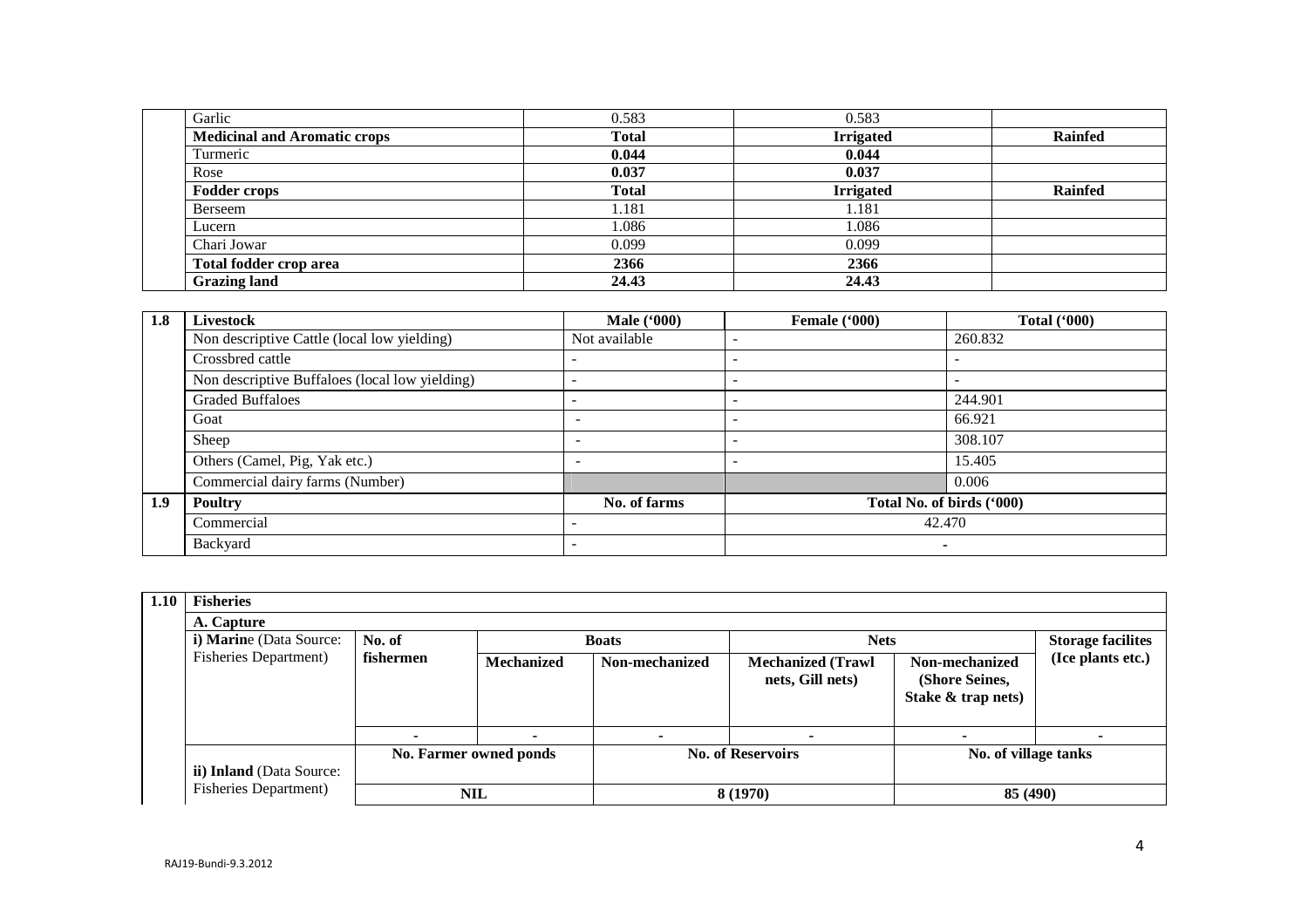| | | | | |
|---|---|---|---|---|
| | Garlic | 0.583 | 0.583 | |
| | **Medicinal and Aromatic crops** | **Total** | **Irrigated** | **Rainfed** |
| | Turmeric | **0.044** | **0.044** | |
| | Rose | **0.037** | **0.037** | |
| | **Fodder crops** | **Total** | **Irrigated** | **Rainfed** |
| | Berseem | 1.181 | 1.181 | |
| | Lucern | 1.086 | 1.086 | |
| | Chari Jowar | 0.099 | 0.099 | |
| | **Total fodder crop area** | **2366** | **2366** | |
| | **Grazing land** | **24.43** | **24.43** | |

| 1.8 | Livestock | Male ('000) | Female ('000) | Total ('000) |
|---|---|---|---|---|
| | Non descriptive Cattle (local low yielding) | Not available | - | 260.832 |
| | Crossbred cattle | - | - | - |
| | Non descriptive Buffaloes (local low yielding) | - | - | - |
| | Graded Buffaloes | - | - | 244.901 |
| | Goat | - | - | 66.921 |
| | Sheep | - | - | 308.107 |
| | Others (Camel, Pig, Yak etc.) | - | - | 15.405 |
| | Commercial dairy farms (Number) | | | 0.006 |
| **1.9** | **Poultry** | **No. of farms** | **Total No. of birds ('000)** | |
| | Commercial | - | 42.470 | |
| | Backyard | - | - | |

| 1.10 | Fisheries | | | | | | |
|---|---|---|---|---|---|---|---|
| | **A. Capture** | | | | | | |
| | **i) Marine** (Data Source: Fisheries Department) | **No. of fishermen** | **Boats** | | **Nets** | | **Storage facilites (Ice plants etc.)** |
| | | | **Mechanized** | **Non-mechanized** | **Mechanized (Trawl nets, Gill nets)** | **Non-mechanized (Shore Seines, Stake & trap nets)** | |
| | | - | - | - | - | - | - |
| | **ii) Inland** (Data Source: Fisheries Department) | **No. Farmer owned ponds** | | **No. of Reservoirs** | | **No. of village tanks** | |
| | | **NIL** | | **8 (1970)** | | **85 (490)** | |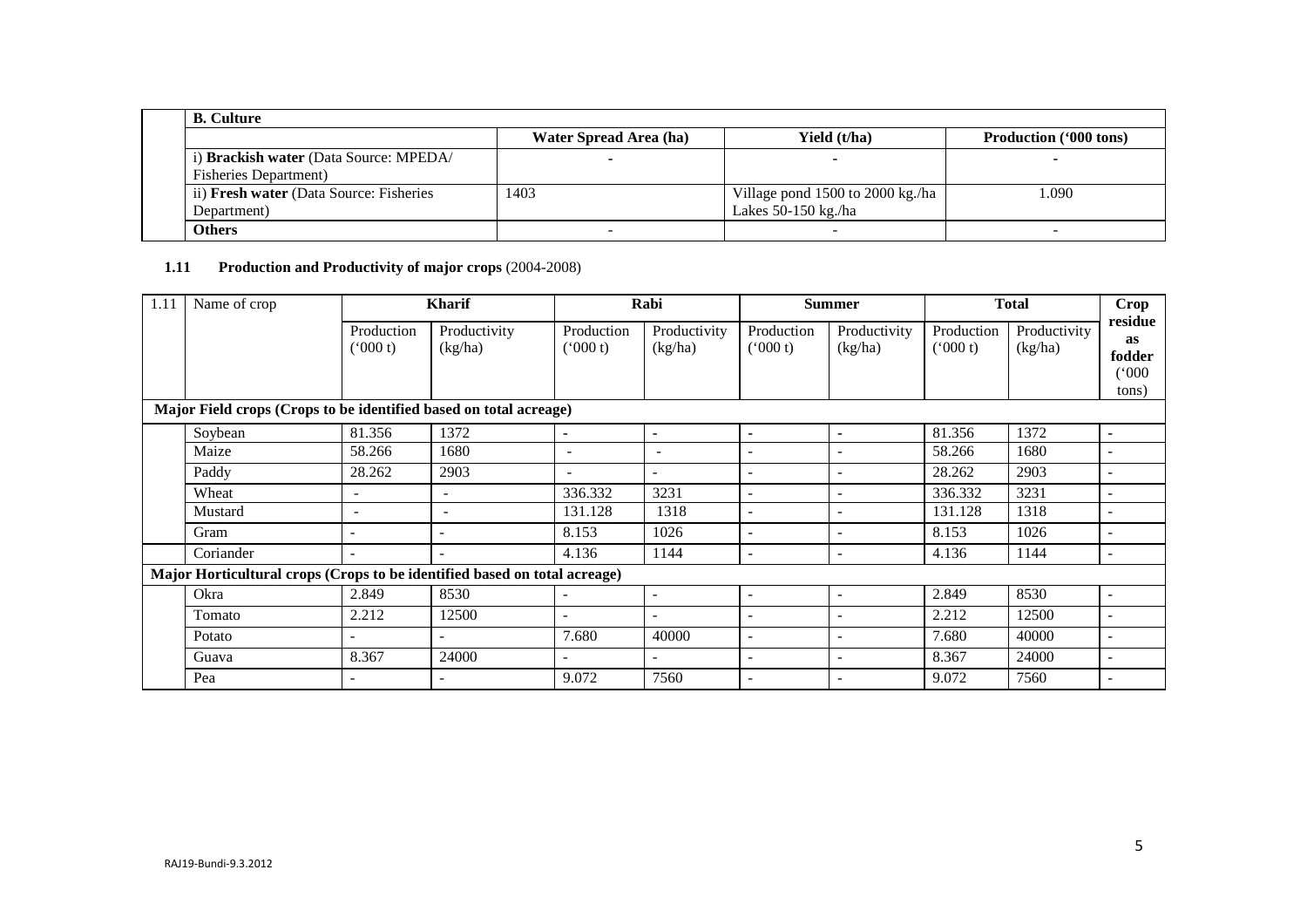| B. Culture | | | |
|---|---|---|---|
| | **Water Spread Area (ha)** | **Yield (t/ha)** | **Production ('000 tons)** |
| i) **Brackish water** (Data Source: MPEDA/ Fisheries Department) | - | - | - |
| ii) **Fresh water** (Data Source: Fisheries Department) | 1403 | Village pond 1500 to 2000 kg./ha<br>Lakes 50-150 kg./ha | 1.090 |
| **Others** | - | - | - |

**1.11 Production and Productivity of major crops** (2004-2008)

| 1.11 | Name of crop | Kharif | | Rabi | | Summer | | Total | | Crop residue as fodder ('000 tons) |
|---|---|---|---|---|---|---|---|---|---|---|
| | | Production ('000 t) | Productivity (kg/ha) | Production ('000 t) | Productivity (kg/ha) | Production ('000 t) | Productivity (kg/ha) | Production ('000 t) | Productivity (kg/ha) | |
| **Major Field crops (Crops to be identified based on total acreage)** | | | | | | | | | | |
| | Soybean | 81.356 | 1372 | - | - | - | - | 81.356 | 1372 | - |
| | Maize | 58.266 | 1680 | - | - | - | - | 58.266 | 1680 | - |
| | Paddy | 28.262 | 2903 | - | - | - | - | 28.262 | 2903 | - |
| | Wheat | - | - | 336.332 | 3231 | - | - | 336.332 | 3231 | - |
| | Mustard | - | - | 131.128 | 1318 | - | - | 131.128 | 1318 | - |
| | Gram | - | - | 8.153 | 1026 | - | - | 8.153 | 1026 | - |
| | Coriander | - | - | 4.136 | 1144 | - | - | 4.136 | 1144 | - |
| **Major Horticultural crops (Crops to be identified based on total acreage)** | | | | | | | | | | |
| | Okra | 2.849 | 8530 | - | - | - | - | 2.849 | 8530 | - |
| | Tomato | 2.212 | 12500 | - | - | - | - | 2.212 | 12500 | - |
| | Potato | - | - | 7.680 | 40000 | - | - | 7.680 | 40000 | - |
| | Guava | 8.367 | 24000 | - | - | - | - | 8.367 | 24000 | - |
| | Pea | - | - | 9.072 | 7560 | - | - | 9.072 | 7560 | - |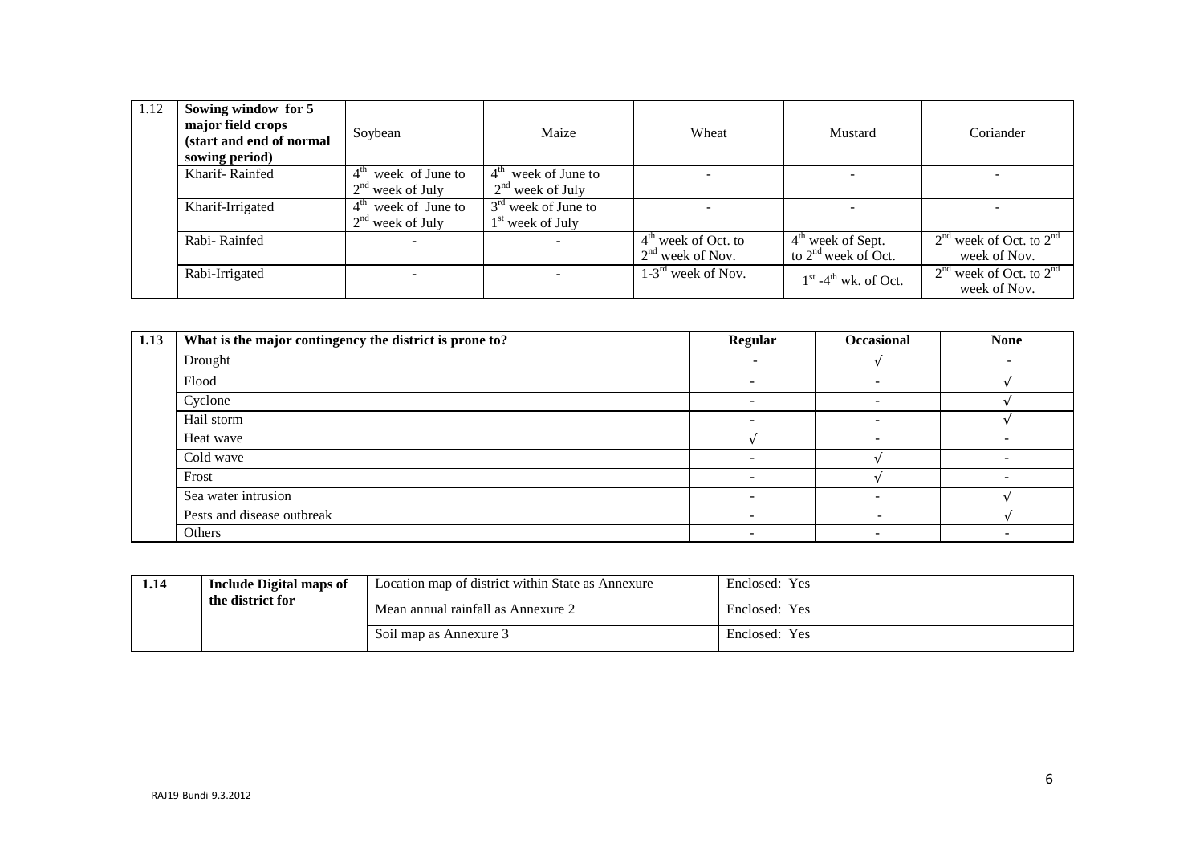| 1.12 | Sowing window for 5 major field crops (start and end of normal sowing period) | Soybean | Maize | Wheat | Mustard | Coriander |
|---|---|---|---|---|---|---|
| | Kharif- Rainfed | $4^{th}$ week of June to $2^{nd}$ week of July | $4^{th}$ week of June to $2^{nd}$ week of July | - | - | - |
| | Kharif-Irrigated | $4^{th}$ week of June to $2^{nd}$ week of July | $3^{rd}$ week of June to $1^{st}$ week of July | - | - | - |
| | Rabi- Rainfed | - | - | $4^{th}$ week of Oct. to $2^{nd}$ week of Nov. | $4^{th}$ week of Sept. to $2^{nd}$ week of Oct. | $2^{nd}$ week of Oct. to $2^{nd}$ week of Nov. |
| | Rabi-Irrigated | - | - | 1-$3^{rd}$ week of Nov. | $1^{st}$ -$4^{th}$ wk. of Oct. | $2^{nd}$ week of Oct. to $2^{nd}$ week of Nov. |

| 1.13 | What is the major contingency the district is prone to? | Regular | Occasional | None |
|---|---|---|---|---|
| | Drought | - | √ | - |
| | Flood | - | - | √ |
| | Cyclone | - | - | √ |
| | Hail storm | - | - | √ |
| | Heat wave | √ | - | - |
| | Cold wave | - | √ | - |
| | Frost | - | √ | - |
| | Sea water intrusion | - | - | √ |
| | Pests and disease outbreak | - | - | √ |
| | Others | - | - | - |

| 1.14 | Include Digital maps of the district for | Location map of district within State as Annexure | Enclosed: Yes |
|---|---|---|---|
| | | Mean annual rainfall as Annexure 2 | Enclosed: Yes |
| | | Soil map as Annexure 3 | Enclosed: Yes |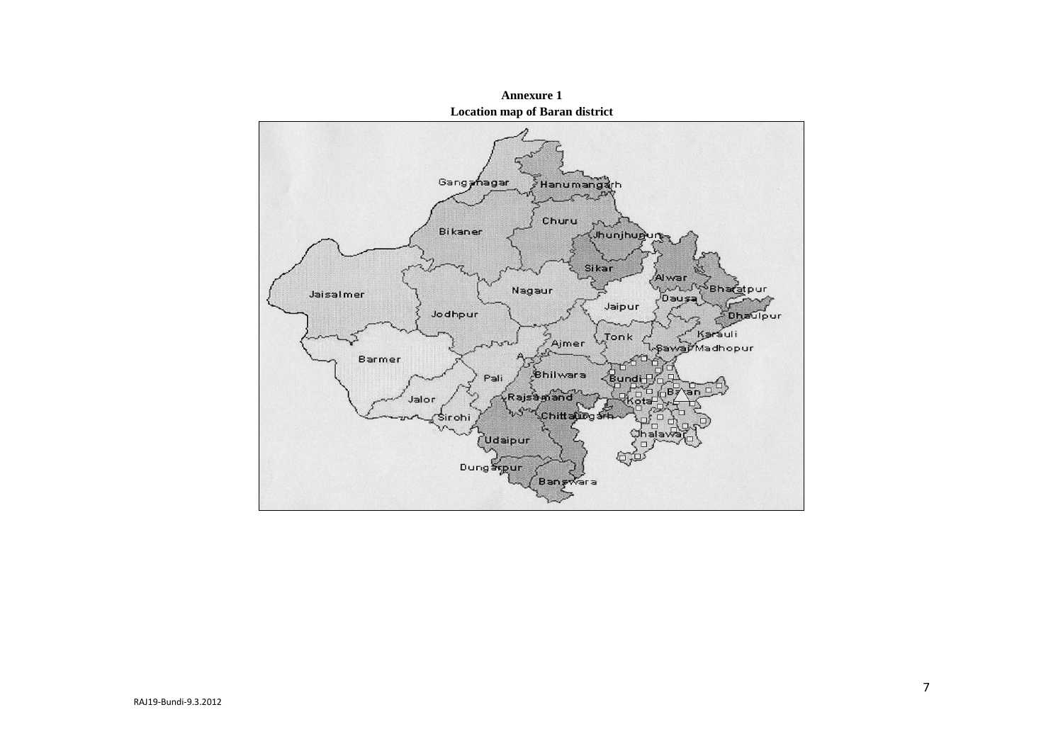**Annexure 1**

**Location map of Baran district**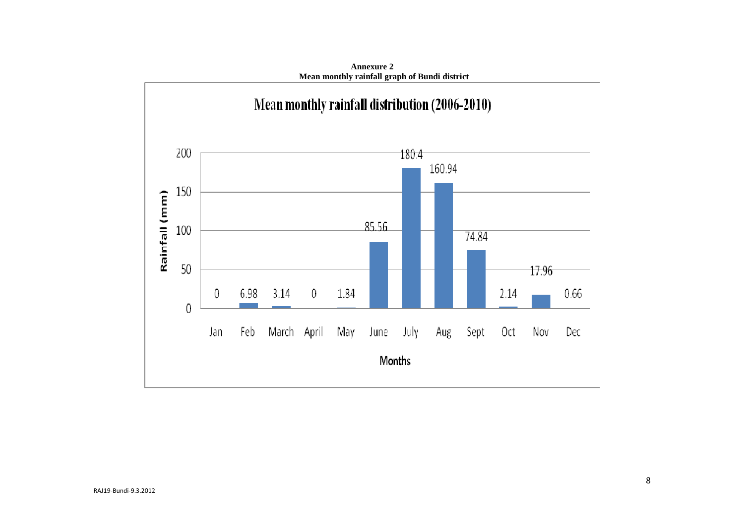**Annexure 2**

**Mean monthly rainfall graph of Bundi district**

Mean monthly rainfall distribution (2006-2010)

| Months | Rainfall (mm) |
|---|---|
| Jan | 0 |
| Feb | 6.98 |
| March | 3.14 |
| April | 0 |
| May | 1.84 |
| June | 85.56 |
| July | 180.4 |
| Aug | 160.94 |
| Sept | 74.84 |
| Oct | 2.14 |
| Nov | 17.96 |
| Dec | 0.66 |

RAJ19-Bundi-9.3.2012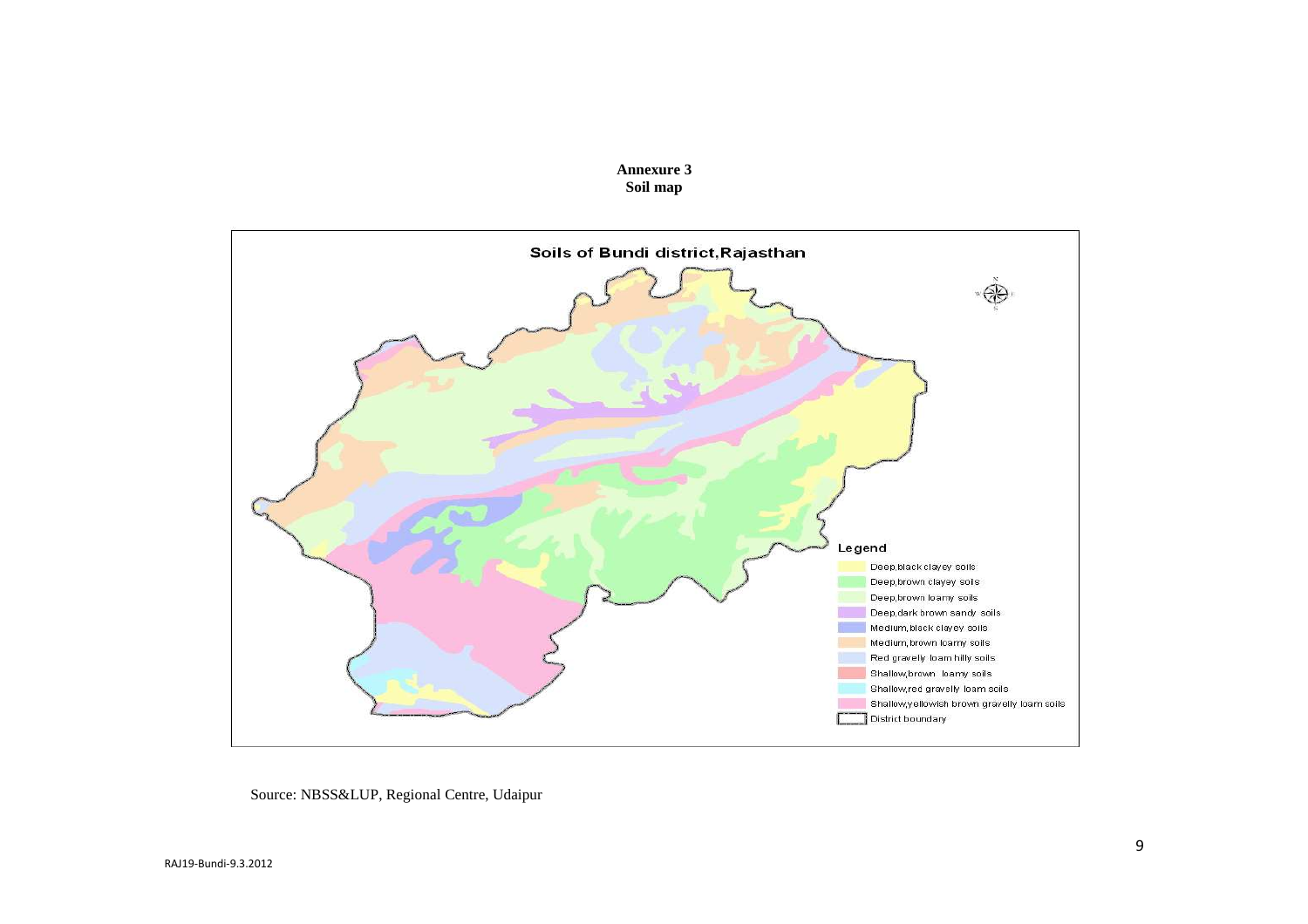**Annexure 3**
**Soil map**

Soils of Bundi district,Rajasthan

Legend

- Deep,black clayey soils
- Deep,brown clayey soils
- Deep,brown loamy soils
- Deep,dark brown sandy soils
- Medium,black clayey soils
- Medium,brown loamy soils
- Red gravelly loam hilly soils
- Shallow,brown loamy soils
- Shallow,red gravelly loam soils
- Shallow,yellowish brown gravelly loam soils
- District boundary

Source: NBSS&LUP, Regional Centre, Udaipur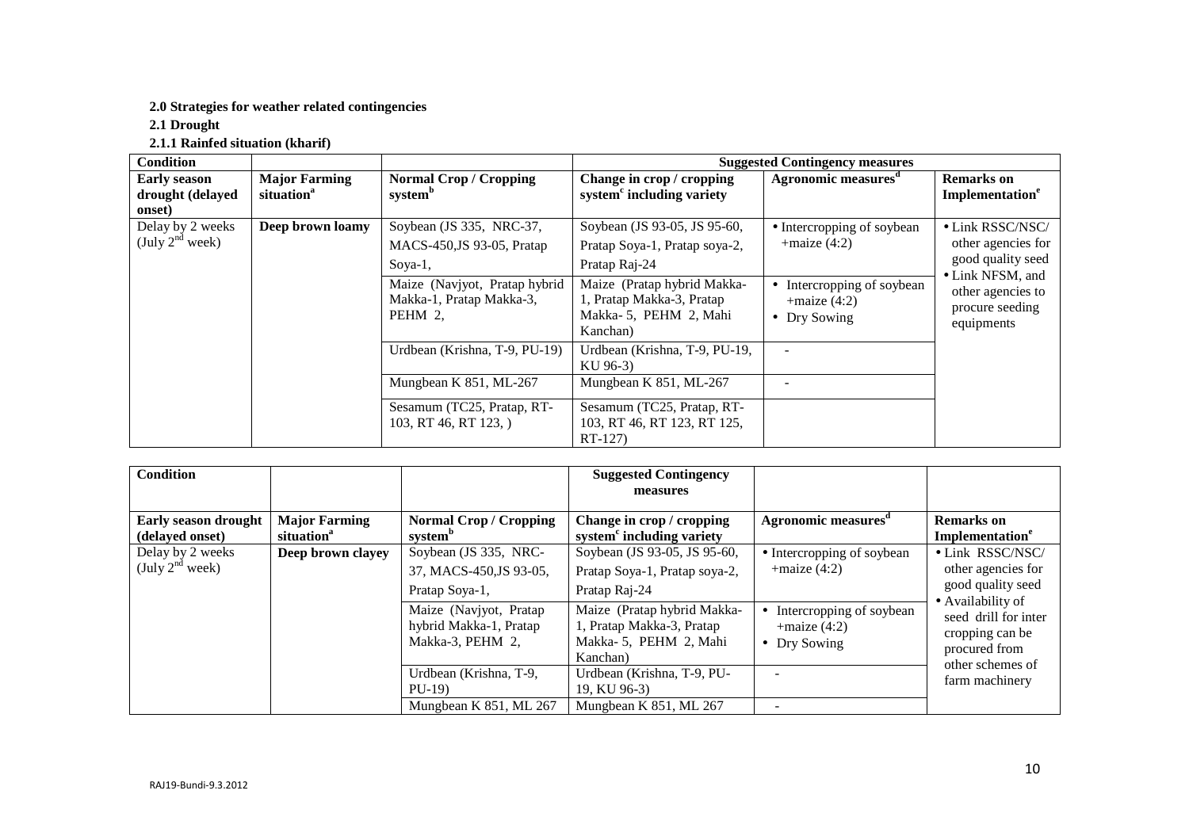**2.0 Strategies for weather related contingencies**

**2.1 Drought**

**2.1.1 Rainfed situation (kharif)**

| Condition | | | Suggested Contingency measures | | |
|---|---|---|---|---|---|
| **Early season drought (delayed onset)** | **Major Farming situation[a]** | **Normal Crop / Cropping system[b]** | **Change in crop / cropping system[c] including variety** | **Agronomic measures[d]** | **Remarks on Implementation[e]** |
| Delay by 2 weeks (July $2^{nd}$ week) | **Deep brown loamy** | Soybean (JS 335, NRC-37, MACS-450,JS 93-05, Pratap Soya-1, | Soybean (JS 93-05, JS 95-60, Pratap Soya-1, Pratap soya-2, Pratap Raj-24 | • Intercropping of soybean +maize (4:2) | • Link RSSC/NSC/ other agencies for good quality seed<br>• Link NFSM, and other agencies to procure seeding equipments |
| | | Maize (Navjyot, Pratap hybrid Makka-1, Pratap Makka-3, PEHM 2, | Maize (Pratap hybrid Makka-1, Pratap Makka-3, Pratap Makka- 5, PEHM 2, Mahi Kanchan) | • Intercropping of soybean +maize (4:2)<br>• Dry Sowing | |
| | | Urdbean (Krishna, T-9, PU-19) | Urdbean (Krishna, T-9, PU-19, KU 96-3) | - | |
| | | Mungbean K 851, ML-267 | Mungbean K 851, ML-267 | - | |
| | | Sesamum (TC25, Pratap, RT-103, RT 46, RT 123, ) | Sesamum (TC25, Pratap, RT-103, RT 46, RT 123, RT 125, RT-127) | | |

| Condition | | | Suggested Contingency measures | | |
|---|---|---|---|---|---|
| **Early season drought (delayed onset)** | **Major Farming situation[a]** | **Normal Crop / Cropping system[b]** | **Change in crop / cropping system[c] including variety** | **Agronomic measures[d]** | **Remarks on Implementation[e]** |
| Delay by 2 weeks (July $2^{nd}$ week) | **Deep brown clayey** | Soybean (JS 335, NRC-37, MACS-450,JS 93-05, Pratap Soya-1, | Soybean (JS 93-05, JS 95-60, Pratap Soya-1, Pratap soya-2, Pratap Raj-24 | • Intercropping of soybean +maize (4:2) | • Link RSSC/NSC/ other agencies for good quality seed<br>• Availability of seed drill for inter cropping can be procured from other schemes of farm machinery |
| | | Maize (Navjyot, Pratap hybrid Makka-1, Pratap Makka-3, PEHM 2, | Maize (Pratap hybrid Makka-1, Pratap Makka-3, Pratap Makka- 5, PEHM 2, Mahi Kanchan) | • Intercropping of soybean +maize (4:2)<br>• Dry Sowing | |
| | | Urdbean (Krishna, T-9, PU-19) | Urdbean (Krishna, T-9, PU-19, KU 96-3) | - | |
| | | Mungbean K 851, ML 267 | Mungbean K 851, ML 267 | - | |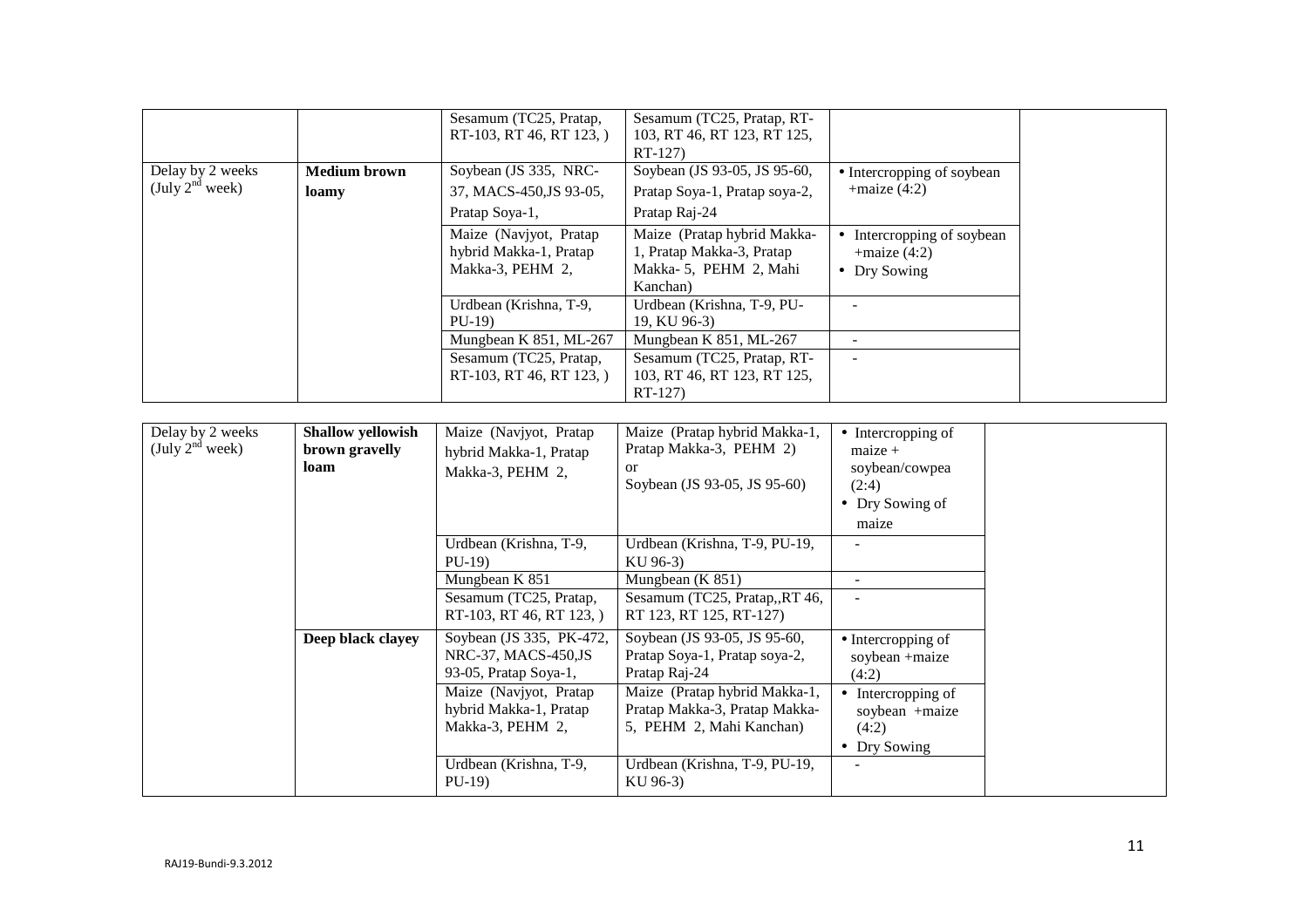|  |  | Sesamum (TC25, Pratap, RT-103, RT 46, RT 123, ) | Sesamum (TC25, Pratap, RT-103, RT 46, RT 123, RT 125, RT-127) |  |  |
|---|---|---|---|---|---|
| Delay by 2 weeks (July $2^{nd}$ week) | **Medium brown loamy** | Soybean (JS 335, NRC-37, MACS-450,JS 93-05, Pratap Soya-1, | Soybean (JS 93-05, JS 95-60, Pratap Soya-1, Pratap soya-2, Pratap Raj-24 | • Intercropping of soybean +maize (4:2) |  |
|  |  | Maize (Navjyot, Pratap hybrid Makka-1, Pratap Makka-3, PEHM 2, | Maize (Pratap hybrid Makka-1, Pratap Makka-3, Pratap Makka- 5, PEHM 2, Mahi Kanchan) | • Intercropping of soybean +maize (4:2)<br>• Dry Sowing |  |
|  |  | Urdbean (Krishna, T-9, PU-19) | Urdbean (Krishna, T-9, PU-19, KU 96-3) | - |  |
|  |  | Mungbean K 851, ML-267 | Mungbean K 851, ML-267 | - |  |
|  |  | Sesamum (TC25, Pratap, RT-103, RT 46, RT 123, ) | Sesamum (TC25, Pratap, RT-103, RT 46, RT 123, RT 125, RT-127) | - |  |

| Delay by 2 weeks (July $2^{nd}$ week) | **Shallow yellowish brown gravelly loam** | Maize (Navjyot, Pratap hybrid Makka-1, Pratap Makka-3, PEHM 2, | Maize (Pratap hybrid Makka-1, Pratap Makka-3, PEHM 2)<br>or<br>Soybean (JS 93-05, JS 95-60) | • Intercropping of maize + soybean/cowpea (2:4)<br>• Dry Sowing of maize |  |
|---|---|---|---|---|---|
|  |  | Urdbean (Krishna, T-9, PU-19) | Urdbean (Krishna, T-9, PU-19, KU 96-3) | - |  |
|  |  | Mungbean K 851 | Mungbean (K 851) | - |  |
|  |  | Sesamum (TC25, Pratap, RT-103, RT 46, RT 123, ) | Sesamum (TC25, Pratap,,RT 46, RT 123, RT 125, RT-127) | - |  |
|  | **Deep black clayey** | Soybean (JS 335, PK-472, NRC-37, MACS-450,JS 93-05, Pratap Soya-1, | Soybean (JS 93-05, JS 95-60, Pratap Soya-1, Pratap soya-2, Pratap Raj-24 | • Intercropping of soybean +maize (4:2) |  |
|  |  | Maize (Navjyot, Pratap hybrid Makka-1, Pratap Makka-3, PEHM 2, | Maize (Pratap hybrid Makka-1, Pratap Makka-3, Pratap Makka-5, PEHM 2, Mahi Kanchan) | • Intercropping of soybean +maize (4:2)<br>• Dry Sowing |  |
|  |  | Urdbean (Krishna, T-9, PU-19) | Urdbean (Krishna, T-9, PU-19, KU 96-3) | - |  |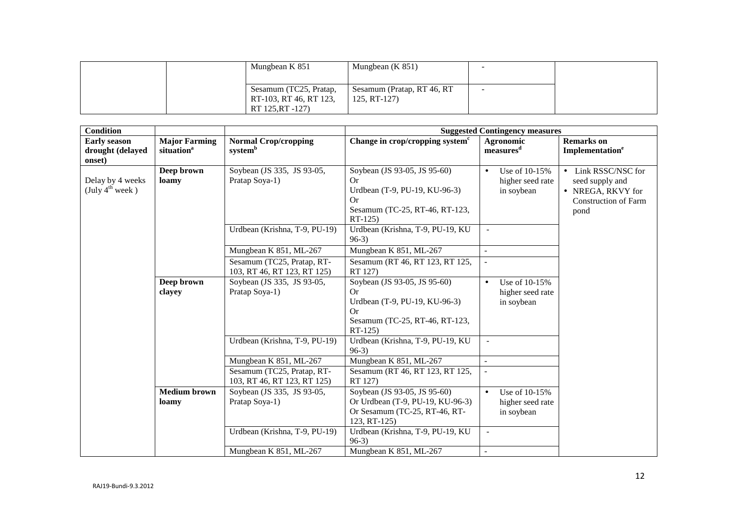| | | Mungbean K 851 | Mungbean (K 851) | - | |
|---|---|---|---|---|---|
| | | Sesamum (TC25, Pratap, RT-103, RT 46, RT 123, RT 125,RT -127) | Sesamum (Pratap, RT 46, RT 125, RT-127) | - | |

| **Condition** | | | **Suggested Contingency measures** | | |
|---|---|---|---|---|---|
| **Early season drought (delayed onset)** | **Major Farming situation**[a] | **Normal Crop/cropping system**[b] | **Change in crop/cropping system**[c] | **Agronomic measures**[d] | **Remarks on Implementation**[e] |
| Delay by 4 weeks (July 4[th] week ) | **Deep brown loamy** | Soybean (JS 335, JS 93-05, Pratap Soya-1) | Soybean (JS 93-05, JS 95-60) Or Urdbean (T-9, PU-19, KU-96-3) Or Sesamum (TC-25, RT-46, RT-123, RT-125) | • Use of 10-15% higher seed rate in soybean | • Link RSSC/NSC for seed supply and • NREGA, RKVY for Construction of Farm pond |
| | | Urdbean (Krishna, T-9, PU-19) | Urdbean (Krishna, T-9, PU-19, KU 96-3) | - | |
| | | Mungbean K 851, ML-267 | Mungbean K 851, ML-267 | - | |
| | | Sesamum (TC25, Pratap, RT-103, RT 46, RT 123, RT 125) | Sesamum (RT 46, RT 123, RT 125, RT 127) | - | |
| | **Deep brown clayey** | Soybean (JS 335, JS 93-05, Pratap Soya-1) | Soybean (JS 93-05, JS 95-60) Or Urdbean (T-9, PU-19, KU-96-3) Or Sesamum (TC-25, RT-46, RT-123, RT-125) | • Use of 10-15% higher seed rate in soybean | |
| | | Urdbean (Krishna, T-9, PU-19) | Urdbean (Krishna, T-9, PU-19, KU 96-3) | - | |
| | | Mungbean K 851, ML-267 | Mungbean K 851, ML-267 | - | |
| | | Sesamum (TC25, Pratap, RT-103, RT 46, RT 123, RT 125) | Sesamum (RT 46, RT 123, RT 125, RT 127) | - | |
| | **Medium brown loamy** | Soybean (JS 335, JS 93-05, Pratap Soya-1) | Soybean (JS 93-05, JS 95-60) Or Urdbean (T-9, PU-19, KU-96-3) Or Sesamum (TC-25, RT-46, RT-123, RT-125) | • Use of 10-15% higher seed rate in soybean | |
| | | Urdbean (Krishna, T-9, PU-19) | Urdbean (Krishna, T-9, PU-19, KU 96-3) | - | |
| | | Mungbean K 851, ML-267 | Mungbean K 851, ML-267 | - | |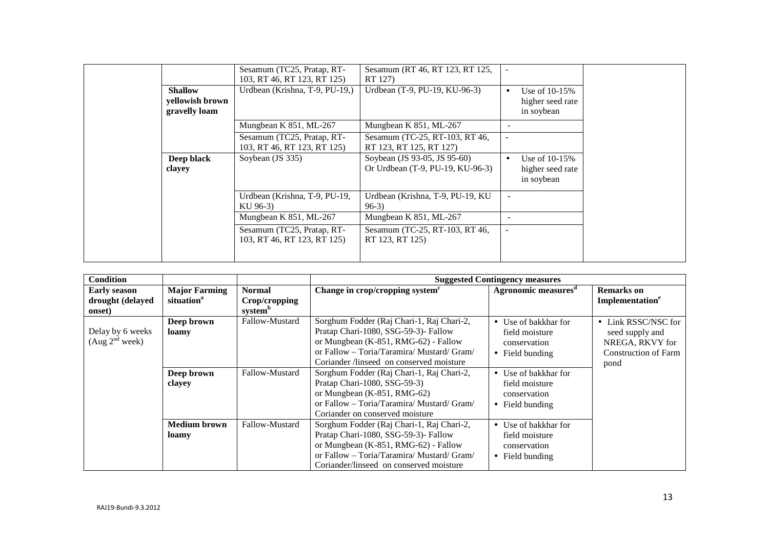| | | | | | |
|---|---|---|---|---|---|
| | | Sesamum (TC25, Pratap, RT-103, RT 46, RT 123, RT 125) | Sesamum (RT 46, RT 123, RT 125, RT 127) | - | |
| | **Shallow yellowish brown gravelly loam** | Urdbean (Krishna, T-9, PU-19,) | Urdbean (T-9, PU-19, KU-96-3) | • Use of 10-15% higher seed rate in soybean | |
| | | Mungbean K 851, ML-267 | Mungbean K 851, ML-267 | - | |
| | | Sesamum (TC25, Pratap, RT-103, RT 46, RT 123, RT 125) | Sesamum (TC-25, RT-103, RT 46, RT 123, RT 125, RT 127) | - | |
| | **Deep black clayey** | Soybean (JS 335) | Soybean (JS 93-05, JS 95-60) Or Urdbean (T-9, PU-19, KU-96-3) | • Use of 10-15% higher seed rate in soybean | |
| | | Urdbean (Krishna, T-9, PU-19, KU 96-3) | Urdbean (Krishna, T-9, PU-19, KU 96-3) | - | |
| | | Mungbean K 851, ML-267 | Mungbean K 851, ML-267 | - | |
| | | Sesamum (TC25, Pratap, RT-103, RT 46, RT 123, RT 125) | Sesamum (TC-25, RT-103, RT 46, RT 123, RT 125) | - | |

| **Condition** | | | **Suggested Contingency measures** | | |
|---|---|---|---|---|---|
| **Early season drought (delayed onset)** | **Major Farming situation[a]** | **Normal Crop/cropping system[b]** | **Change in crop/cropping system[c]** | **Agronomic measures[d]** | **Remarks on Implementation[e]** |
| Delay by 6 weeks (Aug $2^{nd}$ week) | **Deep brown loamy** | Fallow-Mustard | Sorghum Fodder (Raj Chari-1, Raj Chari-2, Pratap Chari-1080, SSG-59-3)- Fallow or Mungbean (K-851, RMG-62) - Fallow or Fallow – Toria/Taramira/ Mustard/ Gram/ Coriander /linseed on conserved moisture | • Use of bakkhar for field moisture conservation • Field bunding | • Link RSSC/NSC for seed supply and NREGA, RKVY for Construction of Farm pond |
| | **Deep brown clayey** | Fallow-Mustard | Sorghum Fodder (Raj Chari-1, Raj Chari-2, Pratap Chari-1080, SSG-59-3) or Mungbean (K-851, RMG-62) or Fallow – Toria/Taramira/ Mustard/ Gram/ Coriander on conserved moisture | • Use of bakkhar for field moisture conservation • Field bunding | |
| | **Medium brown loamy** | Fallow-Mustard | Sorghum Fodder (Raj Chari-1, Raj Chari-2, Pratap Chari-1080, SSG-59-3)- Fallow or Mungbean (K-851, RMG-62) - Fallow or Fallow – Toria/Taramira/ Mustard/ Gram/ Coriander/linseed on conserved moisture | • Use of bakkhar for field moisture conservation • Field bunding | |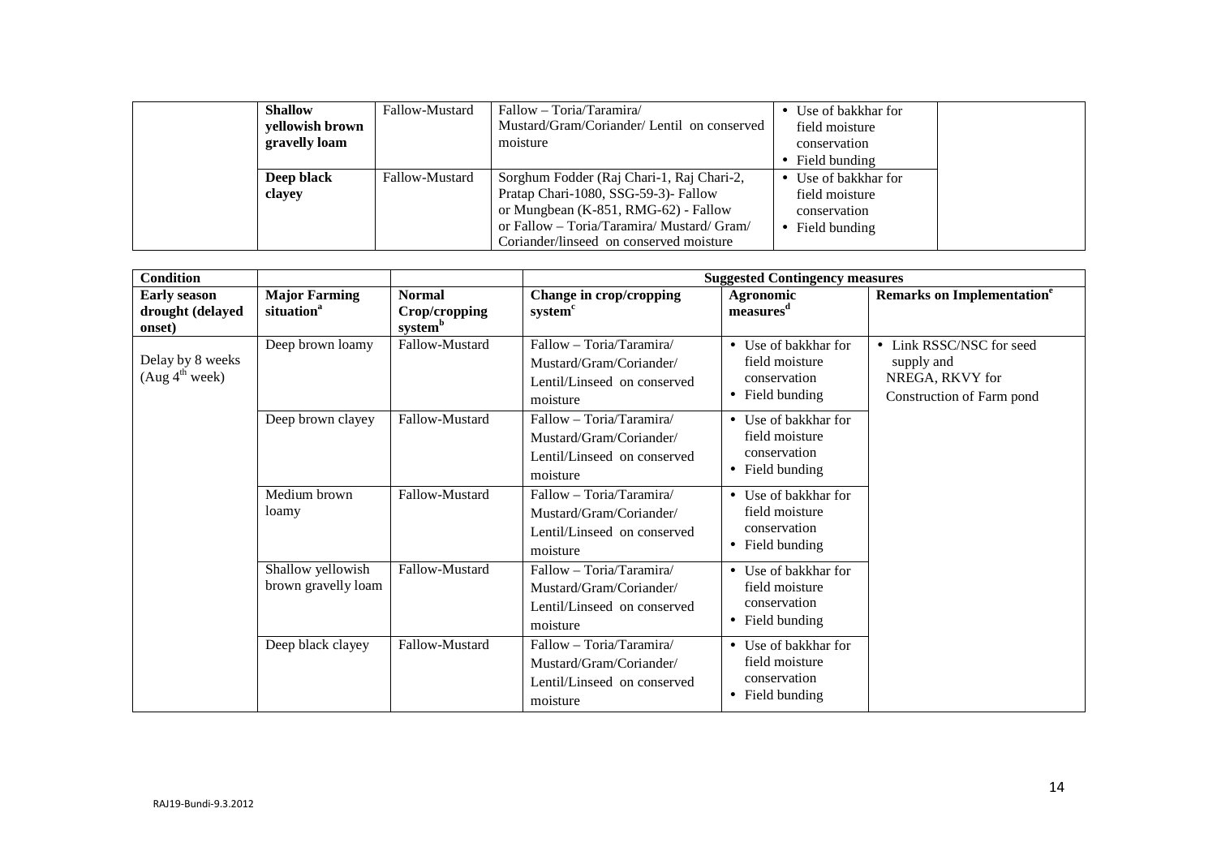| | | | | | |
|---|---|---|---|---|---|
| | **Shallow yellowish brown gravelly loam** | Fallow-Mustard | Fallow – Toria/Taramira/ Mustard/Gram/Coriander/ Lentil on conserved moisture | • Use of bakkhar for field moisture conservation<br>• Field bunding | |
| | **Deep black clayey** | Fallow-Mustard | Sorghum Fodder (Raj Chari-1, Raj Chari-2, Pratap Chari-1080, SSG-59-3)- Fallow or Mungbean (K-851, RMG-62) - Fallow or Fallow – Toria/Taramira/ Mustard/ Gram/ Coriander/linseed on conserved moisture | • Use of bakkhar for field moisture conservation<br>• Field bunding | |

| **Condition** | | | **Suggested Contingency measures** | | |
|---|---|---|---|---|---|
| **Early season drought (delayed onset)** | **Major Farming situation[a]** | **Normal Crop/cropping system[b]** | **Change in crop/cropping system[c]** | **Agronomic measures[d]** | **Remarks on Implementation[e]** |
| Delay by 8 weeks (Aug 4th week) | Deep brown loamy | Fallow-Mustard | Fallow – Toria/Taramira/ Mustard/Gram/Coriander/ Lentil/Linseed on conserved moisture | • Use of bakkhar for field moisture conservation<br>• Field bunding | • Link RSSC/NSC for seed supply and NREGA, RKVY for Construction of Farm pond |
| | Deep brown clayey | Fallow-Mustard | Fallow – Toria/Taramira/ Mustard/Gram/Coriander/ Lentil/Linseed on conserved moisture | • Use of bakkhar for field moisture conservation<br>• Field bunding | |
| | Medium brown loamy | Fallow-Mustard | Fallow – Toria/Taramira/ Mustard/Gram/Coriander/ Lentil/Linseed on conserved moisture | • Use of bakkhar for field moisture conservation<br>• Field bunding | |
| | Shallow yellowish brown gravelly loam | Fallow-Mustard | Fallow – Toria/Taramira/ Mustard/Gram/Coriander/ Lentil/Linseed on conserved moisture | • Use of bakkhar for field moisture conservation<br>• Field bunding | |
| | Deep black clayey | Fallow-Mustard | Fallow – Toria/Taramira/ Mustard/Gram/Coriander/ Lentil/Linseed on conserved moisture | • Use of bakkhar for field moisture conservation<br>• Field bunding | |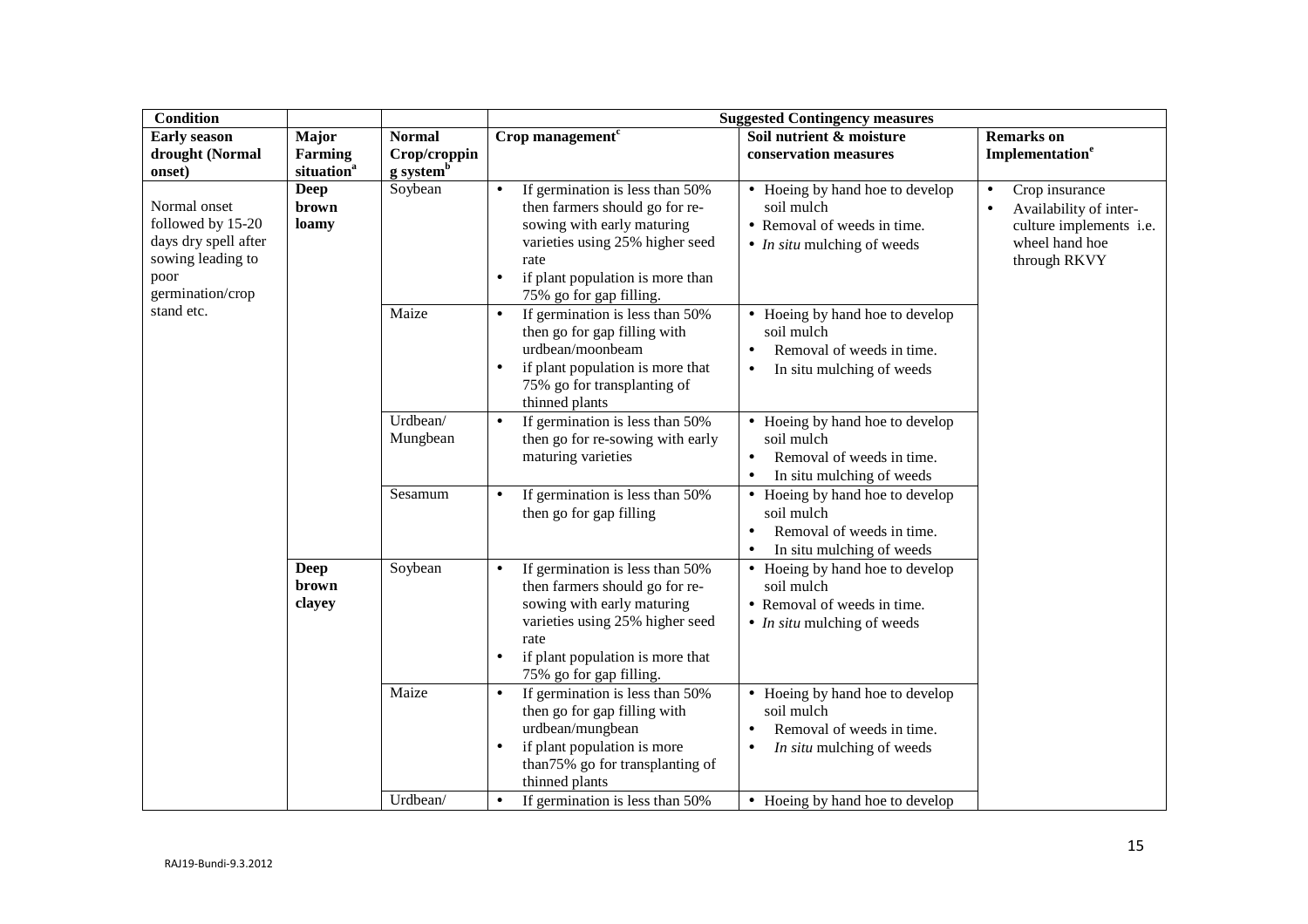| Condition | | | Suggested Contingency measures | | |
|---|---|---|---|---|---|
| **Early season drought (Normal onset)** | **Major Farming situation**[a] | **Normal Crop/cropping system**[b] | **Crop management**[c] | **Soil nutrient & moisture conservation measures** | **Remarks on Implementation**[e] |
| Normal onset followed by 15-20 days dry spell after sowing leading to poor germination/crop stand etc. | **Deep brown loamy** | Soybean | • If germination is less than 50% then farmers should go for re-sowing with early maturing varieties using 25% higher seed rate<br>• if plant population is more than 75% go for gap filling. | • Hoeing by hand hoe to develop soil mulch<br>• Removal of weeds in time.<br>• *In situ* mulching of weeds | • Crop insurance<br>• Availability of inter-culture implements i.e. wheel hand hoe through RKVY |
| | | Maize | • If germination is less than 50% then go for gap filling with urdbean/moonbeam<br>• if plant population is more that 75% go for transplanting of thinned plants | • Hoeing by hand hoe to develop soil mulch<br>• Removal of weeds in time.<br>• In situ mulching of weeds | |
| | | Urdbean/ Mungbean | • If germination is less than 50% then go for re-sowing with early maturing varieties | • Hoeing by hand hoe to develop soil mulch<br>• Removal of weeds in time.<br>• In situ mulching of weeds | |
| | | Sesamum | • If germination is less than 50% then go for gap filling | • Hoeing by hand hoe to develop soil mulch<br>• Removal of weeds in time.<br>• In situ mulching of weeds | |
| | **Deep brown clayey** | Soybean | • If germination is less than 50% then farmers should go for re-sowing with early maturing varieties using 25% higher seed rate<br>• if plant population is more that 75% go for gap filling. | • Hoeing by hand hoe to develop soil mulch<br>• Removal of weeds in time.<br>• *In situ* mulching of weeds | |
| | | Maize | • If germination is less than 50% then go for gap filling with urdbean/mungbean<br>• if plant population is more than75% go for transplanting of thinned plants | • Hoeing by hand hoe to develop soil mulch<br>• Removal of weeds in time.<br>• *In situ* mulching of weeds | |
| | | Urdbean/ | • If germination is less than 50% | • Hoeing by hand hoe to develop | |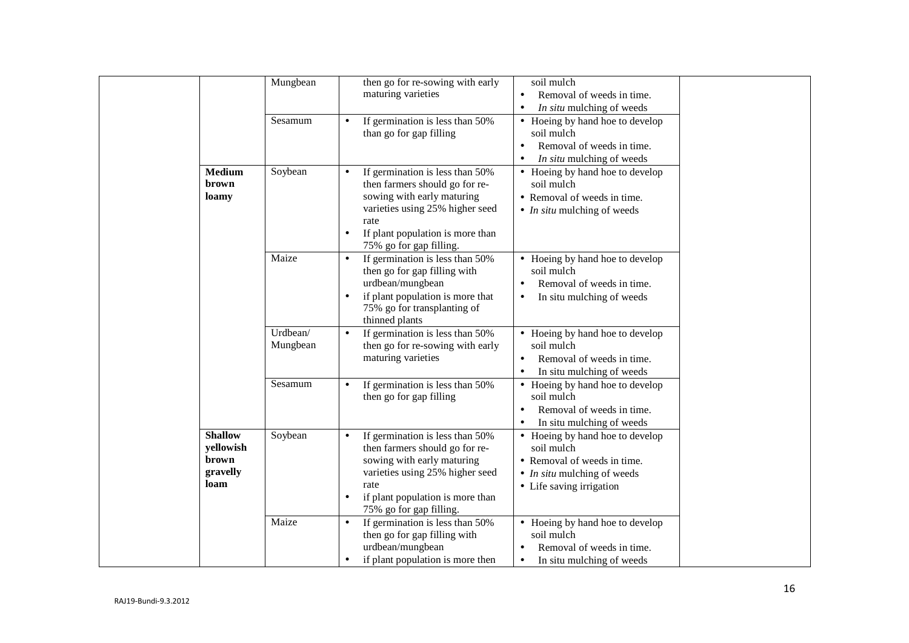| | | | | | |
|---|---|---|---|---|---|
| | | Mungbean | then go for re-sowing with early maturing varieties | soil mulch<br>• Removal of weeds in time.<br>• *In situ* mulching of weeds | |
| | | Sesamum | • If germination is less than 50% than go for gap filling | • Hoeing by hand hoe to develop soil mulch<br>• Removal of weeds in time.<br>• *In situ* mulching of weeds | |
| | **Medium brown loamy** | Soybean | • If germination is less than 50% then farmers should go for re-sowing with early maturing varieties using 25% higher seed rate<br>• If plant population is more than 75% go for gap filling. | • Hoeing by hand hoe to develop soil mulch<br>• Removal of weeds in time.<br>• *In situ* mulching of weeds | |
| | | Maize | • If germination is less than 50% then go for gap filling with urdbean/mungbean<br>• if plant population is more that 75% go for transplanting of thinned plants | • Hoeing by hand hoe to develop soil mulch<br>• Removal of weeds in time.<br>• In situ mulching of weeds | |
| | | Urdbean/ Mungbean | • If germination is less than 50% then go for re-sowing with early maturing varieties | • Hoeing by hand hoe to develop soil mulch<br>• Removal of weeds in time.<br>• In situ mulching of weeds | |
| | | Sesamum | • If germination is less than 50% then go for gap filling | • Hoeing by hand hoe to develop soil mulch<br>• Removal of weeds in time.<br>• In situ mulching of weeds | |
| | **Shallow yellowish brown gravelly loam** | Soybean | • If germination is less than 50% then farmers should go for re-sowing with early maturing varieties using 25% higher seed rate<br>• if plant population is more than 75% go for gap filling. | • Hoeing by hand hoe to develop soil mulch<br>• Removal of weeds in time.<br>• *In situ* mulching of weeds<br>• Life saving irrigation | |
| | | Maize | • If germination is less than 50% then go for gap filling with urdbean/mungbean<br>• if plant population is more then | • Hoeing by hand hoe to develop soil mulch<br>• Removal of weeds in time.<br>• In situ mulching of weeds | |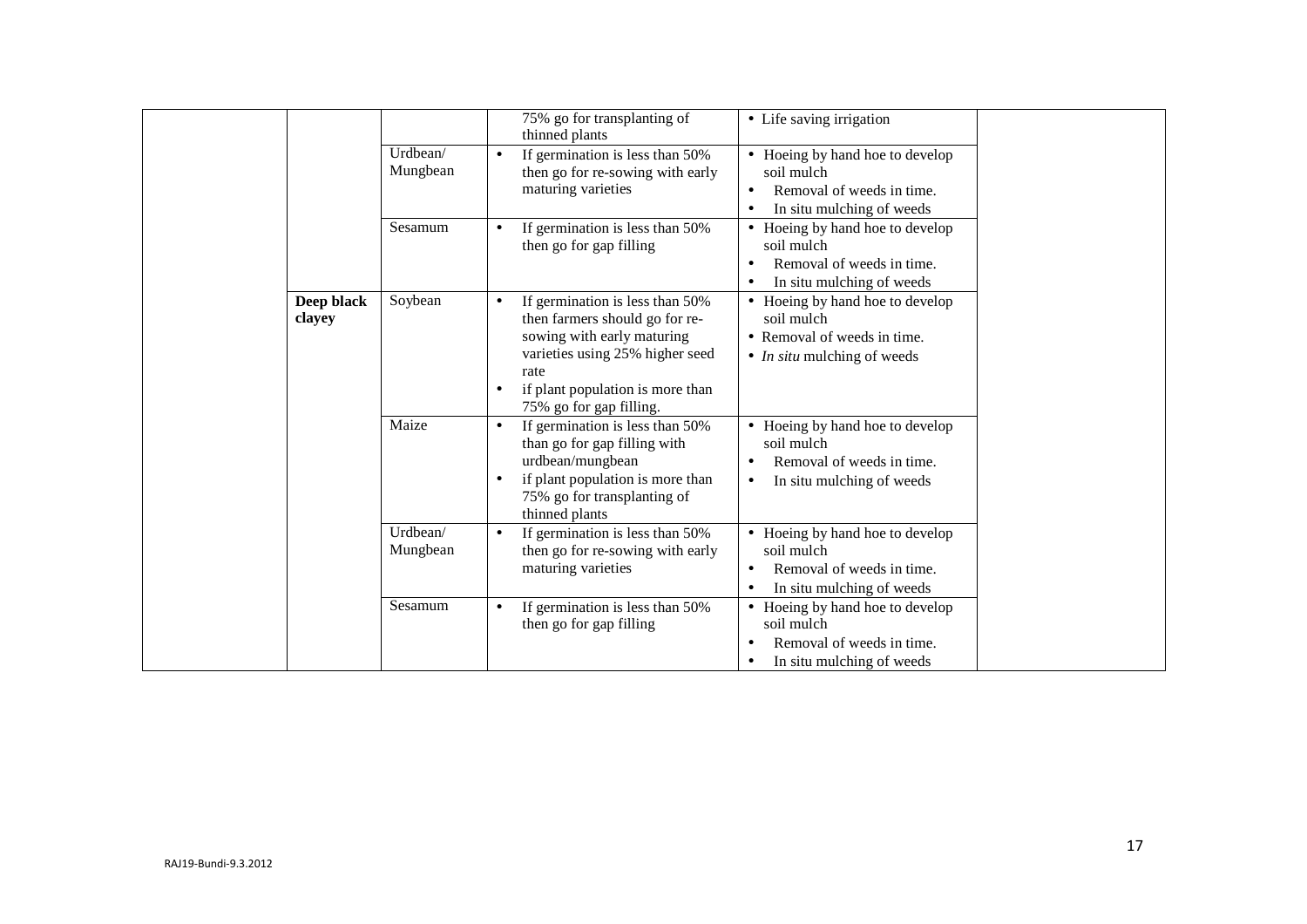|  |  |  |  |  |  |
|---|---|---|---|---|---|
|  |  |  | 75% go for transplanting of thinned plants | • Life saving irrigation |  |
|  |  | Urdbean/ Mungbean | • If germination is less than 50% then go for re-sowing with early maturing varieties | • Hoeing by hand hoe to develop soil mulch<br>• Removal of weeds in time.<br>• In situ mulching of weeds |  |
|  |  | Sesamum | • If germination is less than 50% then go for gap filling | • Hoeing by hand hoe to develop soil mulch<br>• Removal of weeds in time.<br>• In situ mulching of weeds |  |
|  | **Deep black clayey** | Soybean | • If germination is less than 50% then farmers should go for re-sowing with early maturing varieties using 25% higher seed rate<br>• if plant population is more than 75% go for gap filling. | • Hoeing by hand hoe to develop soil mulch<br>• Removal of weeds in time.<br>• *In situ* mulching of weeds |  |
|  |  | Maize | • If germination is less than 50% than go for gap filling with urdbean/mungbean<br>• if plant population is more than 75% go for transplanting of thinned plants | • Hoeing by hand hoe to develop soil mulch<br>• Removal of weeds in time.<br>• In situ mulching of weeds |  |
|  |  | Urdbean/ Mungbean | • If germination is less than 50% then go for re-sowing with early maturing varieties | • Hoeing by hand hoe to develop soil mulch<br>• Removal of weeds in time.<br>• In situ mulching of weeds |  |
|  |  | Sesamum | • If germination is less than 50% then go for gap filling | • Hoeing by hand hoe to develop soil mulch<br>• Removal of weeds in time.<br>• In situ mulching of weeds |  |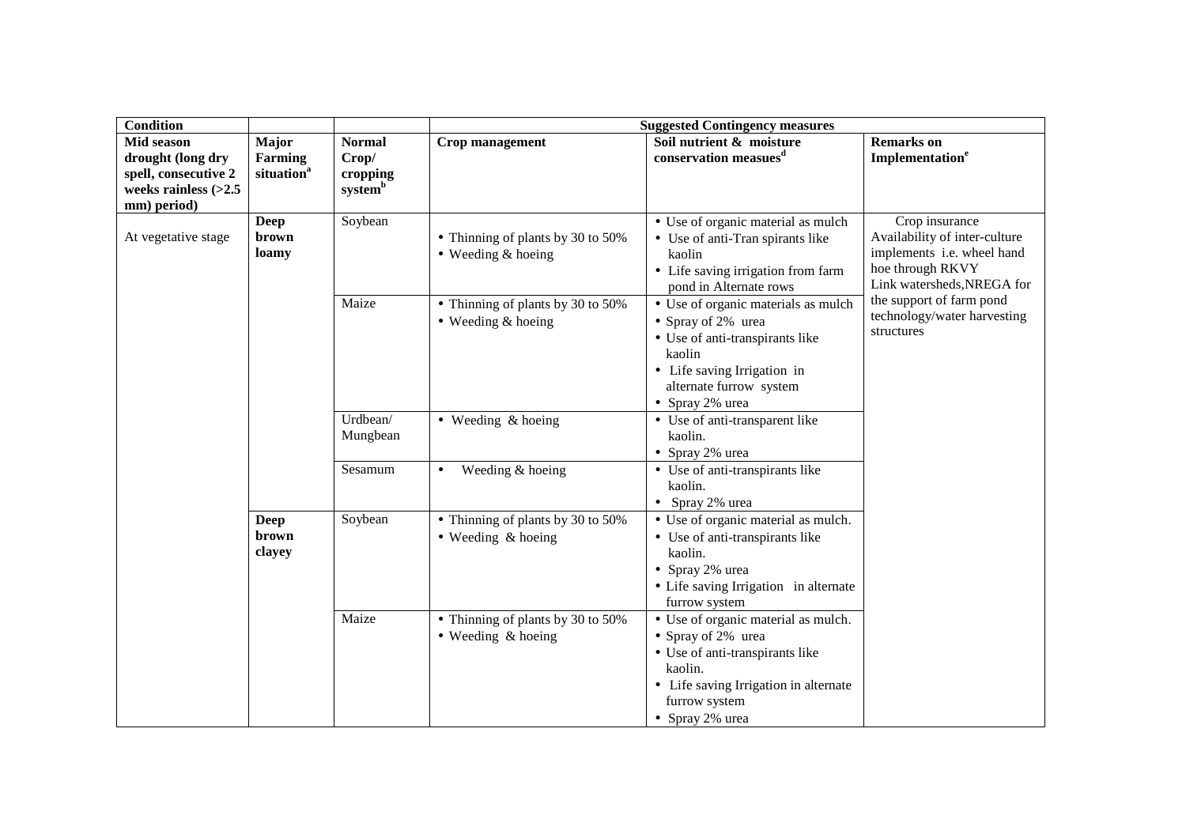| Condition | | | Suggested Contingency measures | | |
|---|---|---|---|---|---|
| **Mid season drought (long dry spell, consecutive 2 weeks rainless (>2.5 mm) period)** | **Major Farming situation[a]** | **Normal Crop/ cropping system[b]** | **Crop management** | **Soil nutrient & moisture conservation measues[d]** | **Remarks on Implementation[e]** |
| At vegetative stage | **Deep brown loamy** | Soybean | • Thinning of plants by 30 to 50%<br>• Weeding & hoeing | • Use of organic material as mulch<br>• Use of anti-Tran spirants like kaolin<br>• Life saving irrigation from farm pond in Alternate rows | Crop insurance<br>Availability of inter-culture implements i.e. wheel hand hoe through RKVY<br>Link watersheds,NREGA for the support of farm pond technology/water harvesting structures |
| | | Maize | • Thinning of plants by 30 to 50%<br>• Weeding & hoeing | • Use of organic materials as mulch<br>• Spray of 2% urea<br>• Use of anti-transpirants like kaolin<br>• Life saving Irrigation in alternate furrow system<br>• Spray 2% urea | |
| | | Urdbean/ Mungbean | • Weeding & hoeing | • Use of anti-transparent like kaolin.<br>• Spray 2% urea | |
| | | Sesamum | • Weeding & hoeing | • Use of anti-transpirants like kaolin.<br>• Spray 2% urea | |
| | **Deep brown clayey** | Soybean | • Thinning of plants by 30 to 50%<br>• Weeding & hoeing | • Use of organic material as mulch.<br>• Use of anti-transpirants like kaolin.<br>• Spray 2% urea<br>• Life saving Irrigation in alternate furrow system | |
| | | Maize | • Thinning of plants by 30 to 50%<br>• Weeding & hoeing | • Use of organic material as mulch.<br>• Spray of 2% urea<br>• Use of anti-transpirants like kaolin.<br>• Life saving Irrigation in alternate furrow system<br>• Spray 2% urea | |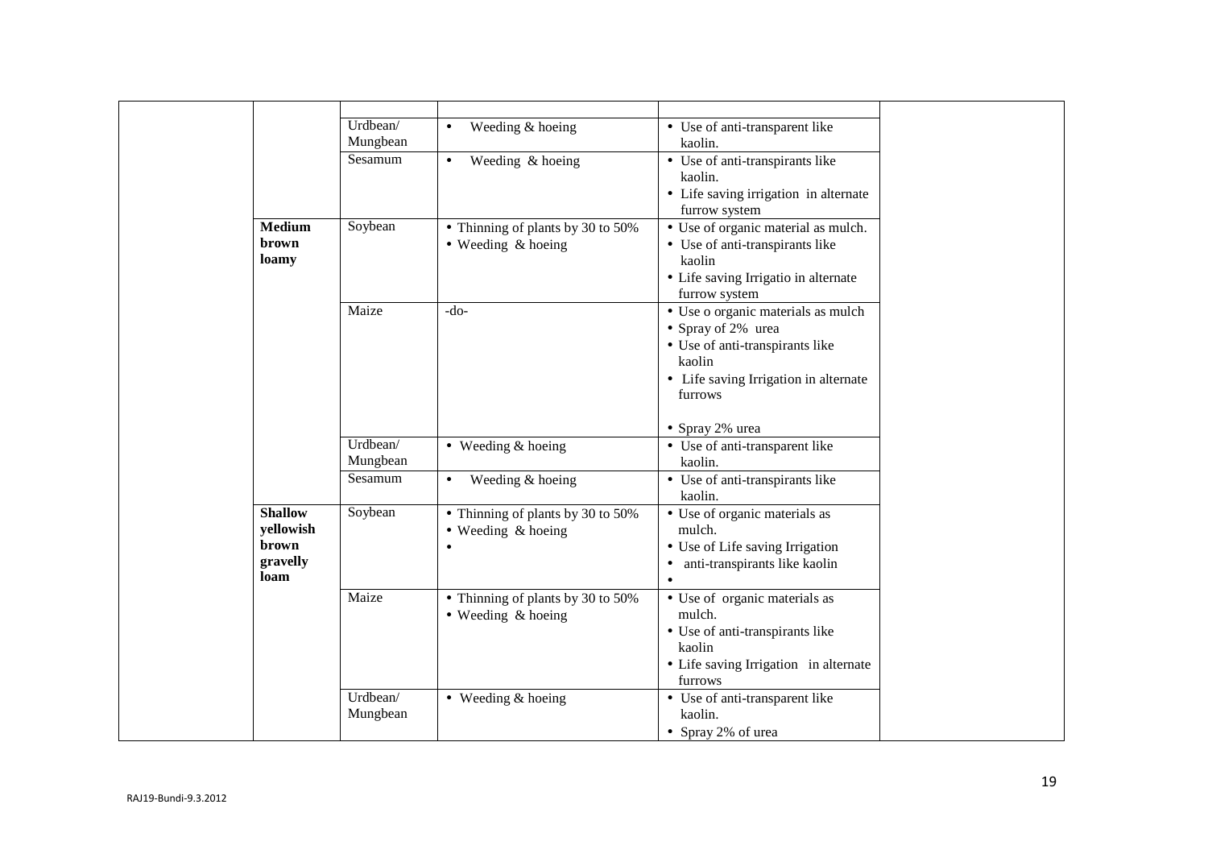| | | | | | |
|---|---|---|---|---|---|
| | | | | | |
| | | Urdbean/ Mungbean | • Weeding & hoeing | • Use of anti-transparent like kaolin. | |
| | | Sesamum | • Weeding & hoeing | • Use of anti-transpirants like kaolin.<br>• Life saving irrigation in alternate furrow system | |
| | **Medium brown loamy** | Soybean | • Thinning of plants by 30 to 50%<br>• Weeding & hoeing | • Use of organic material as mulch.<br>• Use of anti-transpirants like kaolin<br>• Life saving Irrigatio in alternate furrow system | |
| | | Maize | -do- | • Use o organic materials as mulch<br>• Spray of 2% urea<br>• Use of anti-transpirants like kaolin<br>• Life saving Irrigation in alternate furrows<br><br>• Spray 2% urea | |
| | | Urdbean/ Mungbean | • Weeding & hoeing | • Use of anti-transparent like kaolin. | |
| | | Sesamum | • Weeding & hoeing | • Use of anti-transpirants like kaolin. | |
| | **Shallow yellowish brown gravelly loam** | Soybean | • Thinning of plants by 30 to 50%<br>• Weeding & hoeing<br>• | • Use of organic materials as mulch.<br>• Use of Life saving Irrigation<br>• anti-transpirants like kaolin<br>• | |
| | | Maize | • Thinning of plants by 30 to 50%<br>• Weeding & hoeing | • Use of organic materials as mulch.<br>• Use of anti-transpirants like kaolin<br>• Life saving Irrigation in alternate furrows | |
| | | Urdbean/ Mungbean | • Weeding & hoeing | • Use of anti-transparent like kaolin.<br>• Spray 2% of urea | |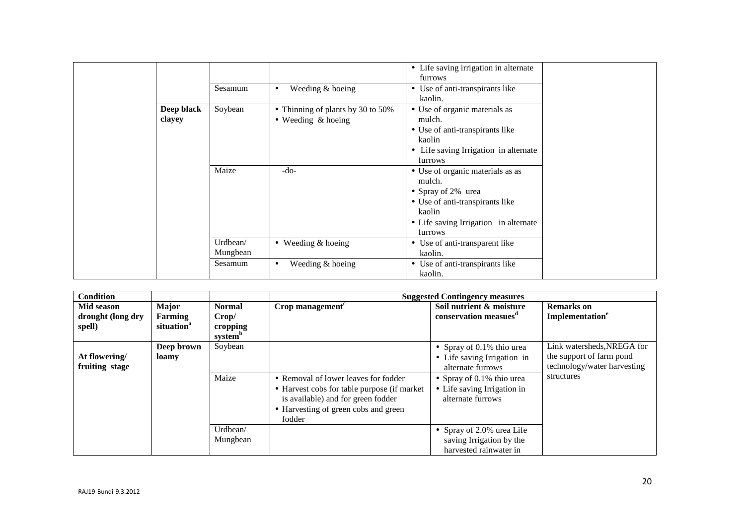| | | | | | |
|---|---|---|---|---|---|
| | | | | • Life saving irrigation in alternate furrows | |
| | | Sesamum | • Weeding & hoeing | • Use of anti-transpirants like kaolin. | |
| | Deep black clayey | Soybean | • Thinning of plants by 30 to 50%<br>• Weeding & hoeing | • Use of organic materials as mulch.<br>• Use of anti-transpirants like kaolin<br>• Life saving Irrigation in alternate furrows | |
| | | Maize | -do- | • Use of organic materials as as mulch.<br>• Spray of 2% urea<br>• Use of anti-transpirants like kaolin<br>• Life saving Irrigation in alternate furrows | |
| | | Urdbean/ Mungbean | • Weeding & hoeing | • Use of anti-transparent like kaolin. | |
| | | Sesamum | • Weeding & hoeing | • Use of anti-transpirants like kaolin. | |

| Condition | | | Suggested Contingency measures | | |
|---|---|---|---|---|---|
| Mid season drought (long dry spell) | Major Farming situation[a] | Normal Crop/ cropping system[b] | Crop management[c] | Soil nutrient & moisture conservation measues[d] | Remarks on Implementation[e] |
| At flowering/ fruiting stage | Deep brown loamy | Soybean | | • Spray of 0.1% thio urea<br>• Life saving Irrigation in alternate furrows | Link watersheds,NREGA for the support of farm pond technology/water harvesting structures |
| | | Maize | • Removal of lower leaves for fodder<br>• Harvest cobs for table purpose (if market is available) and for green fodder<br>• Harvesting of green cobs and green fodder | • Spray of 0.1% thio urea<br>• Life saving Irrigation in alternate furrows | |
| | | Urdbean/ Mungbean | | • Spray of 2.0% urea Life saving Irrigation by the harvested rainwater in | |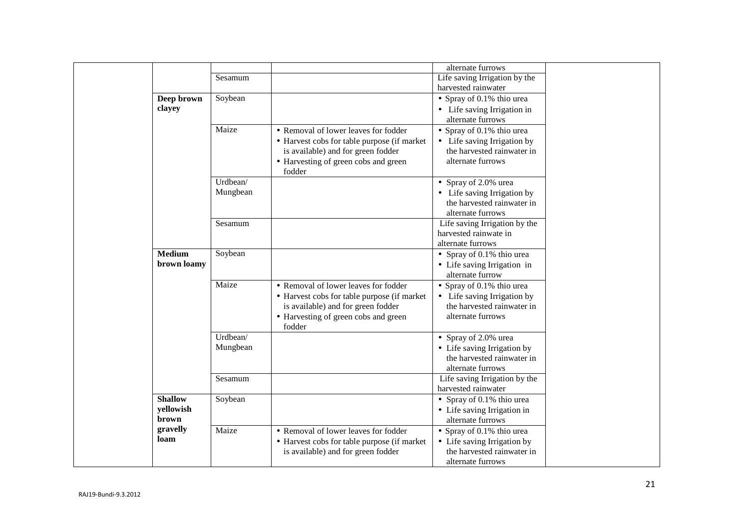| | | | | | |
|---|---|---|---|---|---|
| | | | | alternate furrows | |
| | | Sesamum | | Life saving Irrigation by the harvested rainwater | |
| | **Deep brown clayey** | Soybean | | • Spray of 0.1% thio urea<br>• Life saving Irrigation in alternate furrows | |
| | | Maize | • Removal of lower leaves for fodder<br>• Harvest cobs for table purpose (if market is available) and for green fodder<br>• Harvesting of green cobs and green fodder | • Spray of 0.1% thio urea<br>• Life saving Irrigation by the harvested rainwater in alternate furrows | |
| | | Urdbean/ Mungbean | | • Spray of 2.0% urea<br>• Life saving Irrigation by the harvested rainwater in alternate furrows | |
| | | Sesamum | | Life saving Irrigation by the harvested rainwate in alternate furrows | |
| | **Medium brown loamy** | Soybean | | • Spray of 0.1% thio urea<br>• Life saving Irrigation in alternate furrow | |
| | | Maize | • Removal of lower leaves for fodder<br>• Harvest cobs for table purpose (if market is available) and for green fodder<br>• Harvesting of green cobs and green fodder | • Spray of 0.1% thio urea<br>• Life saving Irrigation by the harvested rainwater in alternate furrows | |
| | | Urdbean/ Mungbean | | • Spray of 2.0% urea<br>• Life saving Irrigation by the harvested rainwater in alternate furrows | |
| | | Sesamum | | Life saving Irrigation by the harvested rainwater | |
| | **Shallow yellowish brown gravelly loam** | Soybean | | • Spray of 0.1% thio urea<br>• Life saving Irrigation in alternate furrows | |
| | | Maize | • Removal of lower leaves for fodder<br>• Harvest cobs for table purpose (if market is available) and for green fodder | • Spray of 0.1% thio urea<br>• Life saving Irrigation by the harvested rainwater in alternate furrows | |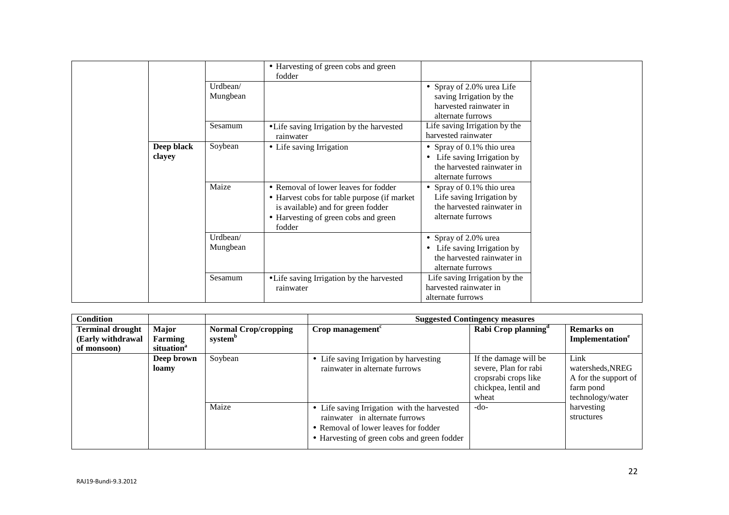|  |  |  | • Harvesting of green cobs and green fodder |  |  |
|---|---|---|---|---|---|
|  |  | Urdbean/ Mungbean |  | • Spray of 2.0% urea Life saving Irrigation by the harvested rainwater in alternate furrows |  |
|  |  | Sesamum | • Life saving Irrigation by the harvested rainwater | Life saving Irrigation by the harvested rainwater |  |
|  | **Deep black clayey** | Soybean | • Life saving Irrigation | • Spray of 0.1% thio urea<br>• Life saving Irrigation by the harvested rainwater in alternate furrows |  |
|  |  | Maize | • Removal of lower leaves for fodder<br>• Harvest cobs for table purpose (if market is available) and for green fodder<br>• Harvesting of green cobs and green fodder | • Spray of 0.1% thio urea Life saving Irrigation by the harvested rainwater in alternate furrows |  |
|  |  | Urdbean/ Mungbean |  | • Spray of 2.0% urea<br>• Life saving Irrigation by the harvested rainwater in alternate furrows |  |
|  |  | Sesamum | • Life saving Irrigation by the harvested rainwater | Life saving Irrigation by the harvested rainwater in alternate furrows |  |

| **Condition** |  |  | **Suggested Contingency measures** |  |  |
|---|---|---|---|---|---|
| **Terminal drought (Early withdrawal of monsoon)** | **Major Farming situation**[a] | **Normal Crop/cropping system**[b] | **Crop management**[c] | **Rabi Crop planning**[d] | **Remarks on Implementation**[e] |
|  | **Deep brown loamy** | Soybean | • Life saving Irrigation by harvesting rainwater in alternate furrows | If the damage will be severe, Plan for rabi cropsrabi crops like chickpea, lentil and wheat | Link watersheds,NREG A for the support of farm pond technology/water harvesting structures |
|  |  | Maize | • Life saving Irrigation with the harvested rainwater in alternate furrows<br>• Removal of lower leaves for fodder<br>• Harvesting of green cobs and green fodder | -do- |  |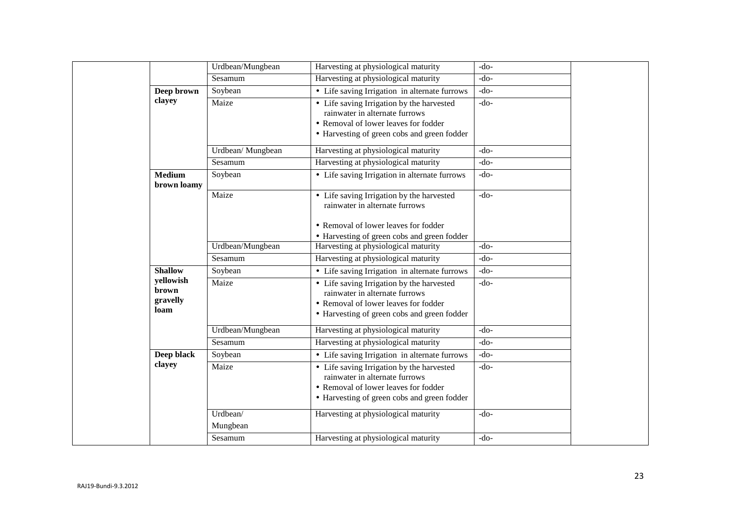| | | | | | |
|---|---|---|---|---|---|
| | | Urdbean/Mungbean | Harvesting at physiological maturity | -do- | |
| | | Sesamum | Harvesting at physiological maturity | -do- | |
| | **Deep brown clayey** | Soybean | • Life saving Irrigation in alternate furrows | -do- | |
| | | Maize | • Life saving Irrigation by the harvested rainwater in alternate furrows<br>• Removal of lower leaves for fodder<br>• Harvesting of green cobs and green fodder | -do- | |
| | | Urdbean/ Mungbean | Harvesting at physiological maturity | -do- | |
| | | Sesamum | Harvesting at physiological maturity | -do- | |
| | **Medium brown loamy** | Soybean | • Life saving Irrigation in alternate furrows | -do- | |
| | | Maize | • Life saving Irrigation by the harvested rainwater in alternate furrows<br>• Removal of lower leaves for fodder<br>• Harvesting of green cobs and green fodder | -do- | |
| | | Urdbean/Mungbean | Harvesting at physiological maturity | -do- | |
| | | Sesamum | Harvesting at physiological maturity | -do- | |
| | **Shallow yellowish brown gravelly loam** | Soybean | • Life saving Irrigation in alternate furrows | -do- | |
| | | Maize | • Life saving Irrigation by the harvested rainwater in alternate furrows<br>• Removal of lower leaves for fodder<br>• Harvesting of green cobs and green fodder | -do- | |
| | | Urdbean/Mungbean | Harvesting at physiological maturity | -do- | |
| | | Sesamum | Harvesting at physiological maturity | -do- | |
| | **Deep black clayey** | Soybean | • Life saving Irrigation in alternate furrows | -do- | |
| | | Maize | • Life saving Irrigation by the harvested rainwater in alternate furrows<br>• Removal of lower leaves for fodder<br>• Harvesting of green cobs and green fodder | -do- | |
| | | Urdbean/ Mungbean | Harvesting at physiological maturity | -do- | |
| | | Sesamum | Harvesting at physiological maturity | -do- | |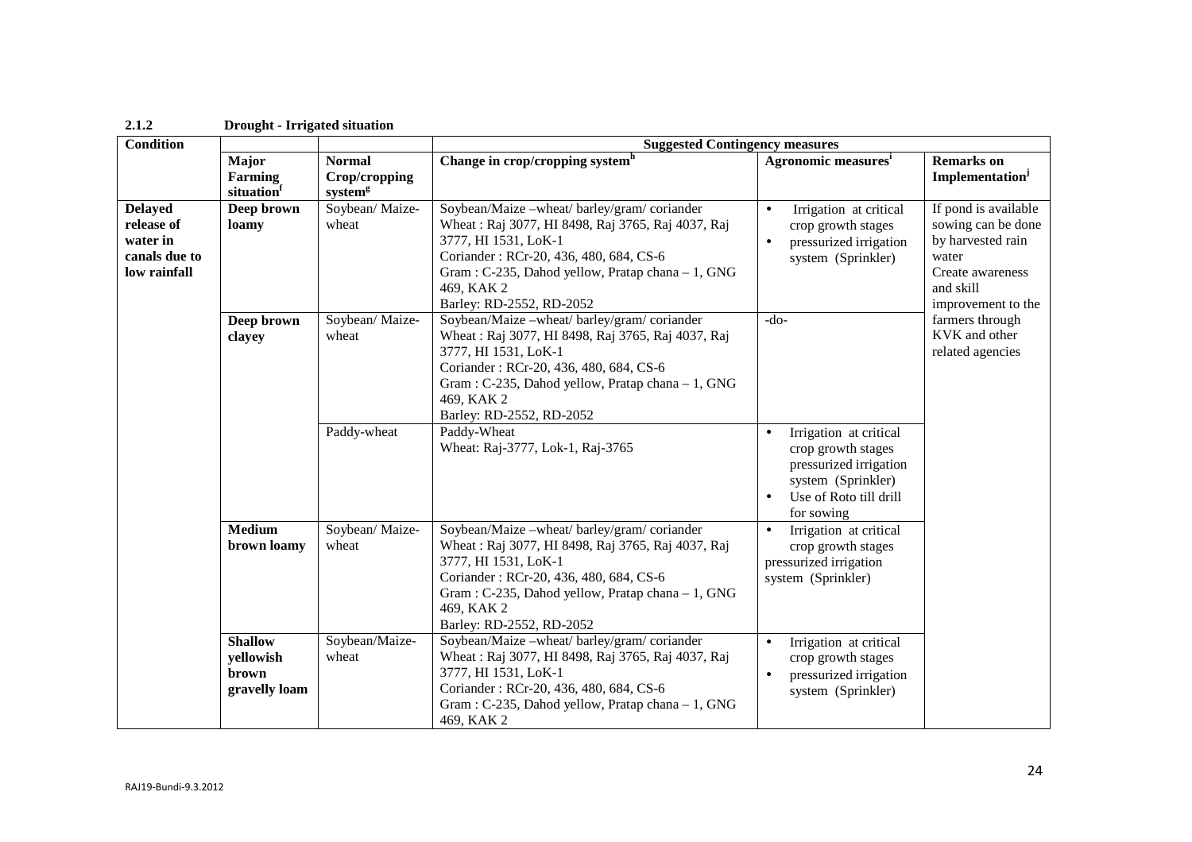**2.1.2 Drought - Irrigated situation**

| Condition | | | Suggested Contingency measures | | |
|---|---|---|---|---|---|
| | Major Farming situation[f] | Normal Crop/cropping system[g] | Change in crop/cropping system[h] | Agronomic measures[i] | Remarks on Implementation[j] |
| Delayed release of water in canals due to low rainfall | Deep brown loamy | Soybean/ Maize-wheat | Soybean/Maize –wheat/ barley/gram/ coriander<br>Wheat : Raj 3077, HI 8498, Raj 3765, Raj 4037, Raj 3777, HI 1531, LoK-1<br>Coriander : RCr-20, 436, 480, 684, CS-6<br>Gram : C-235, Dahod yellow, Pratap chana – 1, GNG 469, KAK 2<br>Barley: RD-2552, RD-2052 | • Irrigation at critical crop growth stages<br>• pressurized irrigation system (Sprinkler) | If pond is available sowing can be done by harvested rain water<br>Create awareness and skill improvement to the farmers through KVK and other related agencies |
| | Deep brown clayey | Soybean/ Maize-wheat | Soybean/Maize –wheat/ barley/gram/ coriander<br>Wheat : Raj 3077, HI 8498, Raj 3765, Raj 4037, Raj 3777, HI 1531, LoK-1<br>Coriander : RCr-20, 436, 480, 684, CS-6<br>Gram : C-235, Dahod yellow, Pratap chana – 1, GNG 469, KAK 2<br>Barley: RD-2552, RD-2052 | -do- | |
| | | Paddy-wheat | Paddy-Wheat<br>Wheat: Raj-3777, Lok-1, Raj-3765 | • Irrigation at critical crop growth stages pressurized irrigation system (Sprinkler)<br>• Use of Roto till drill for sowing | |
| | Medium brown loamy | Soybean/ Maize-wheat | Soybean/Maize –wheat/ barley/gram/ coriander<br>Wheat : Raj 3077, HI 8498, Raj 3765, Raj 4037, Raj 3777, HI 1531, LoK-1<br>Coriander : RCr-20, 436, 480, 684, CS-6<br>Gram : C-235, Dahod yellow, Pratap chana – 1, GNG 469, KAK 2<br>Barley: RD-2552, RD-2052 | • Irrigation at critical crop growth stages pressurized irrigation system (Sprinkler) | |
| | Shallow yellowish brown gravelly loam | Soybean/Maize-wheat | Soybean/Maize –wheat/ barley/gram/ coriander<br>Wheat : Raj 3077, HI 8498, Raj 3765, Raj 4037, Raj 3777, HI 1531, LoK-1<br>Coriander : RCr-20, 436, 480, 684, CS-6<br>Gram : C-235, Dahod yellow, Pratap chana – 1, GNG 469, KAK 2 | • Irrigation at critical crop growth stages<br>• pressurized irrigation system (Sprinkler) | |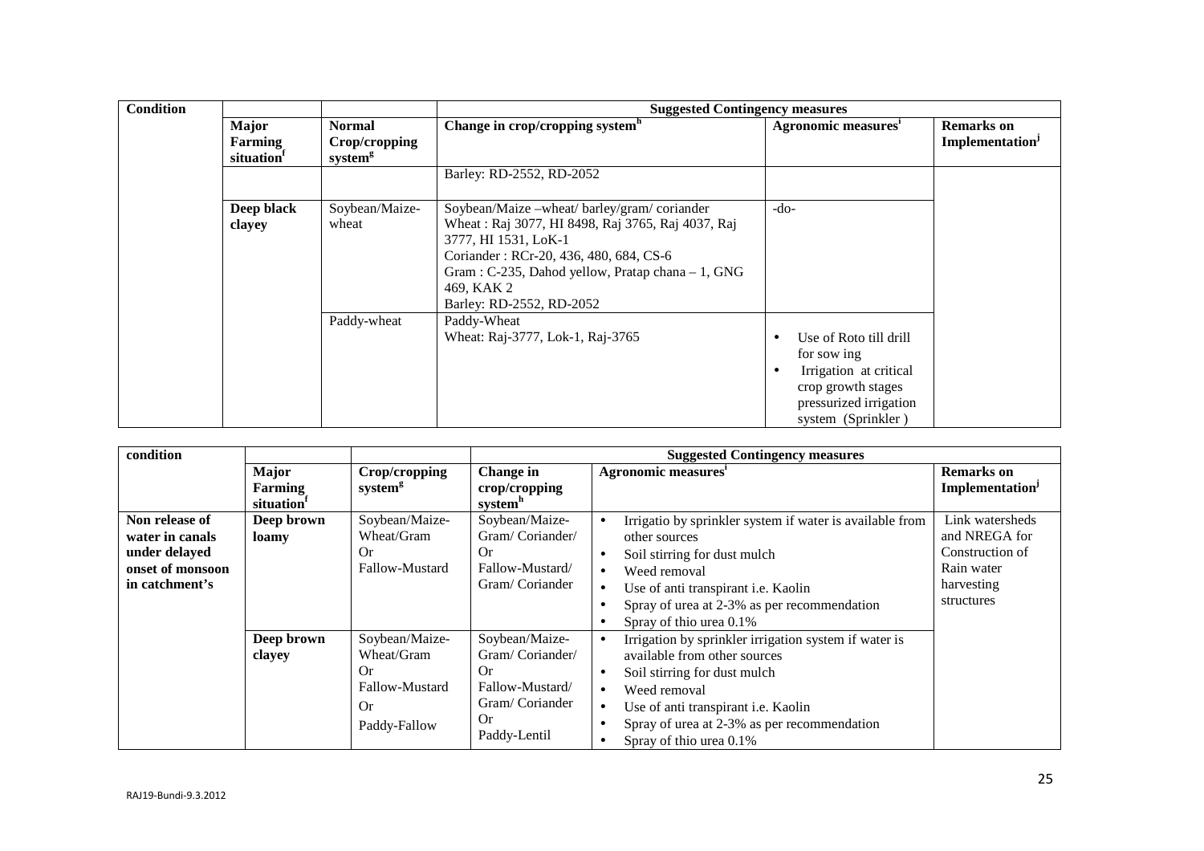| Condition | | | Suggested Contingency measures | | |
|---|---|---|---|---|---|
| | Major Farming situation[f] | Normal Crop/cropping system[g] | Change in crop/cropping system[h] | Agronomic measures[i] | Remarks on Implementation[j] |
| | | | Barley: RD-2552, RD-2052 | | |
| | Deep black clayey | Soybean/Maize-wheat | Soybean/Maize –wheat/ barley/gram/ coriander<br>Wheat : Raj 3077, HI 8498, Raj 3765, Raj 4037, Raj 3777, HI 1531, LoK-1<br>Coriander : RCr-20, 436, 480, 684, CS-6<br>Gram : C-235, Dahod yellow, Pratap chana – 1, GNG 469, KAK 2<br>Barley: RD-2552, RD-2052 | -do- | |
| | | Paddy-wheat | Paddy-Wheat<br>Wheat: Raj-3777, Lok-1, Raj-3765 | • Use of Roto till drill for sow ing<br>• Irrigation at critical crop growth stages pressurized irrigation system (Sprinkler ) | |

| condition | | | Suggested Contingency measures | | |
|---|---|---|---|---|---|
| | Major Farming situation[f] | Crop/cropping system[g] | Change in crop/cropping system[h] | Agronomic measures[i] | Remarks on Implementation[j] |
| Non release of water in canals under delayed onset of monsoon in catchment's | Deep brown loamy | Soybean/Maize-Wheat/Gram<br>Or<br>Fallow-Mustard | Soybean/Maize-Gram/ Coriander/<br>Or<br>Fallow-Mustard/ Gram/ Coriander | • Irrigatio by sprinkler system if water is available from other sources<br>• Soil stirring for dust mulch<br>• Weed removal<br>• Use of anti transpirant i.e. Kaolin<br>• Spray of urea at 2-3% as per recommendation<br>• Spray of thio urea 0.1% | Link watersheds and NREGA for Construction of Rain water harvesting structures |
| | Deep brown clayey | Soybean/Maize-Wheat/Gram<br>Or<br>Fallow-Mustard<br>Or<br>Paddy-Fallow | Soybean/Maize-Gram/ Coriander/<br>Or<br>Fallow-Mustard/ Gram/ Coriander<br>Or<br>Paddy-Lentil | • Irrigation by sprinkler irrigation system if water is available from other sources<br>• Soil stirring for dust mulch<br>• Weed removal<br>• Use of anti transpirant i.e. Kaolin<br>• Spray of urea at 2-3% as per recommendation<br>• Spray of thio urea 0.1% | |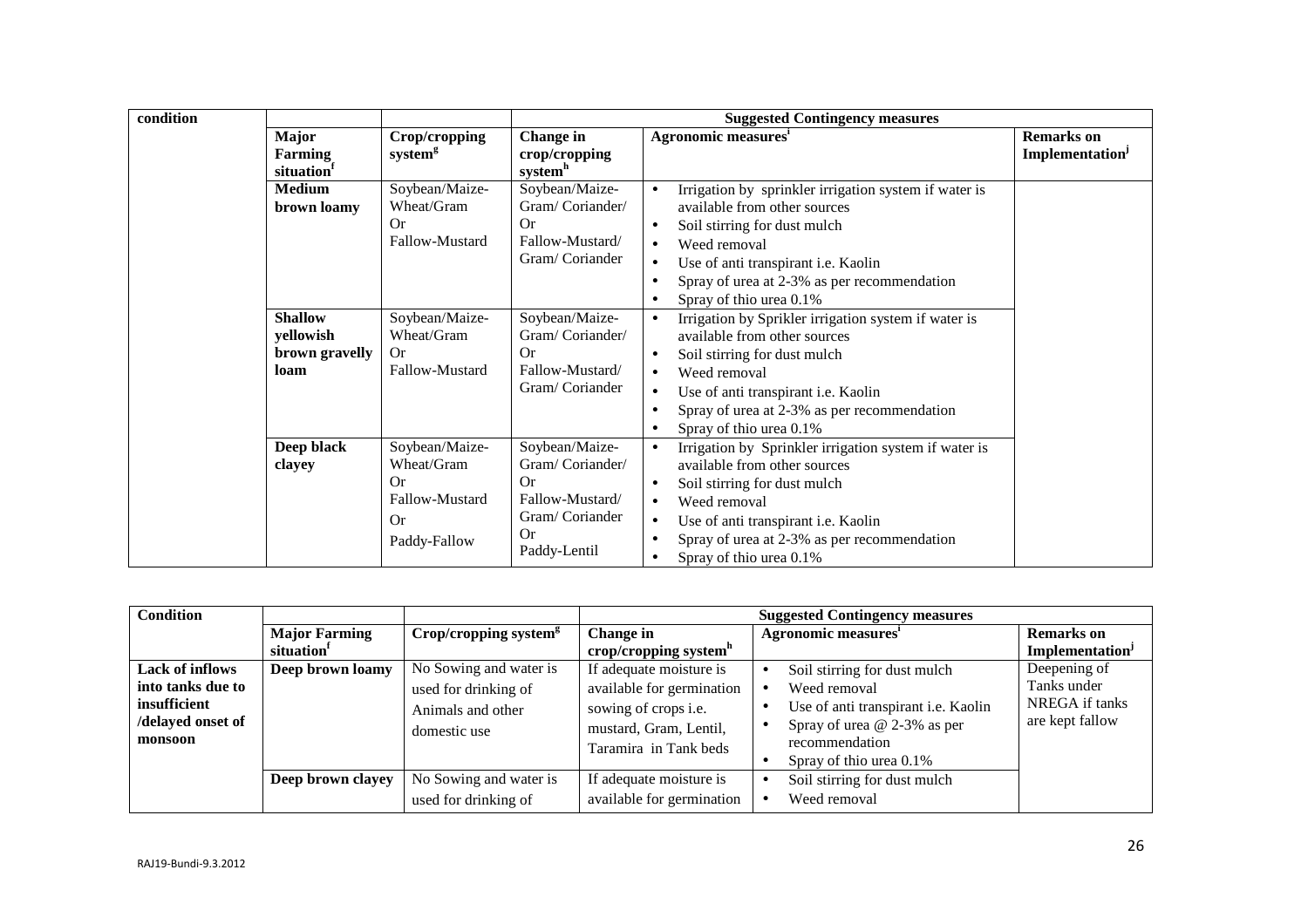| condition | | | Suggested Contingency measures | | |
|---|---|---|---|---|---|
| | Major Farming situation[f] | Crop/cropping system[g] | Change in crop/cropping system[h] | Agronomic measures[i] | Remarks on Implementation[j] |
| | **Medium brown loamy** | Soybean/Maize-Wheat/Gram<br>Or<br>Fallow-Mustard | Soybean/Maize-Gram/ Coriander/<br>Or<br>Fallow-Mustard/ Gram/ Coriander | • Irrigation by sprinkler irrigation system if water is available from other sources<br>• Soil stirring for dust mulch<br>• Weed removal<br>• Use of anti transpirant i.e. Kaolin<br>• Spray of urea at 2-3% as per recommendation<br>• Spray of thio urea 0.1% | |
| | **Shallow yellowish brown gravelly loam** | Soybean/Maize-Wheat/Gram<br>Or<br>Fallow-Mustard | Soybean/Maize-Gram/ Coriander/<br>Or<br>Fallow-Mustard/ Gram/ Coriander | • Irrigation by Sprikler irrigation system if water is available from other sources<br>• Soil stirring for dust mulch<br>• Weed removal<br>• Use of anti transpirant i.e. Kaolin<br>• Spray of urea at 2-3% as per recommendation<br>• Spray of thio urea 0.1% | |
| | **Deep black clayey** | Soybean/Maize-Wheat/Gram<br>Or<br>Fallow-Mustard<br>Or<br>Paddy-Fallow | Soybean/Maize-Gram/ Coriander/<br>Or<br>Fallow-Mustard/ Gram/ Coriander<br>Or<br>Paddy-Lentil | • Irrigation by Sprinkler irrigation system if water is available from other sources<br>• Soil stirring for dust mulch<br>• Weed removal<br>• Use of anti transpirant i.e. Kaolin<br>• Spray of urea at 2-3% as per recommendation<br>• Spray of thio urea 0.1% | |

| Condition | | | Suggested Contingency measures | | |
|---|---|---|---|---|---|
| | Major Farming situation[f] | Crop/cropping system[g] | Change in crop/cropping system[h] | Agronomic measures[i] | Remarks on Implementation[j] |
| **Lack of inflows into tanks due to insufficient /delayed onset of monsoon** | **Deep brown loamy** | No Sowing and water is used for drinking of Animals and other domestic use | If adequate moisture is available for germination sowing of crops i.e. mustard, Gram, Lentil, Taramira in Tank beds | • Soil stirring for dust mulch<br>• Weed removal<br>• Use of anti transpirant i.e. Kaolin<br>• Spray of urea @ 2-3% as per recommendation<br>• Spray of thio urea 0.1% | Deepening of Tanks under NREGA if tanks are kept fallow |
| | **Deep brown clayey** | No Sowing and water is used for drinking of | If adequate moisture is available for germination | • Soil stirring for dust mulch<br>• Weed removal | |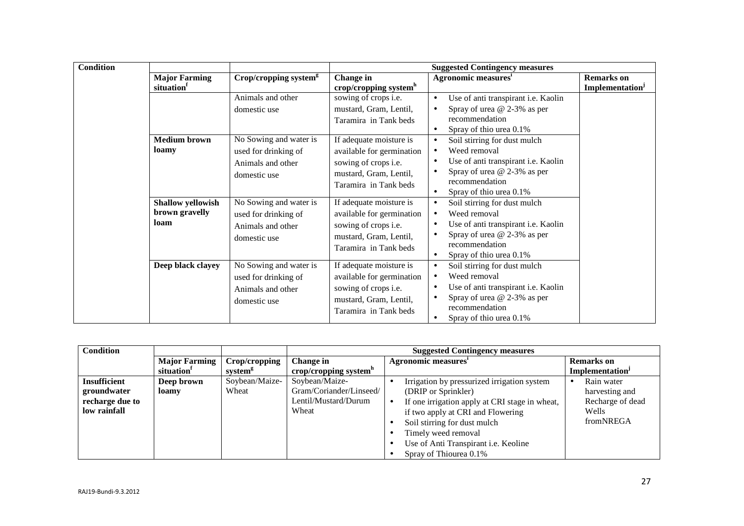| Condition | | | Suggested Contingency measures | | |
|---|---|---|---|---|---|
| | Major Farming situation[f] | Crop/cropping system[g] | Change in crop/cropping system[h] | Agronomic measures[i] | Remarks on Implementation[j] |
| | | Animals and other domestic use | sowing of crops i.e. mustard, Gram, Lentil, Taramira in Tank beds | • Use of anti transpirant i.e. Kaolin<br>• Spray of urea @ 2-3% as per recommendation<br>• Spray of thio urea 0.1% | |
| | Medium brown loamy | No Sowing and water is used for drinking of Animals and other domestic use | If adequate moisture is available for germination sowing of crops i.e. mustard, Gram, Lentil, Taramira in Tank beds | • Soil stirring for dust mulch<br>• Weed removal<br>• Use of anti transpirant i.e. Kaolin<br>• Spray of urea @ 2-3% as per recommendation<br>• Spray of thio urea 0.1% | |
| | Shallow yellowish brown gravelly loam | No Sowing and water is used for drinking of Animals and other domestic use | If adequate moisture is available for germination sowing of crops i.e. mustard, Gram, Lentil, Taramira in Tank beds | • Soil stirring for dust mulch<br>• Weed removal<br>• Use of anti transpirant i.e. Kaolin<br>• Spray of urea @ 2-3% as per recommendation<br>• Spray of thio urea 0.1% | |
| | Deep black clayey | No Sowing and water is used for drinking of Animals and other domestic use | If adequate moisture is available for germination sowing of crops i.e. mustard, Gram, Lentil, Taramira in Tank beds | • Soil stirring for dust mulch<br>• Weed removal<br>• Use of anti transpirant i.e. Kaolin<br>• Spray of urea @ 2-3% as per recommendation<br>• Spray of thio urea 0.1% | |

| Condition | | | Suggested Contingency measures | | |
|---|---|---|---|---|---|
| | Major Farming situation[f] | Crop/cropping system[g] | Change in crop/cropping system[h] | Agronomic measures[i] | Remarks on Implementation[j] |
| **Insufficient groundwater recharge due to low rainfall** | **Deep brown loamy** | Soybean/Maize-Wheat | Soybean/Maize-Gram/Coriander/Linseed/Lentil/Mustard/Durum Wheat | • Irrigation by pressurized irrigation system (DRIP or Sprinkler)<br>• If one irrigation apply at CRI stage in wheat, if two apply at CRI and Flowering<br>• Soil stirring for dust mulch<br>• Timely weed removal<br>• Use of Anti Transpirant i.e. Keoline<br>• Spray of Thiourea 0.1% | • Rain water harvesting and Recharge of dead Wells fromNREGA |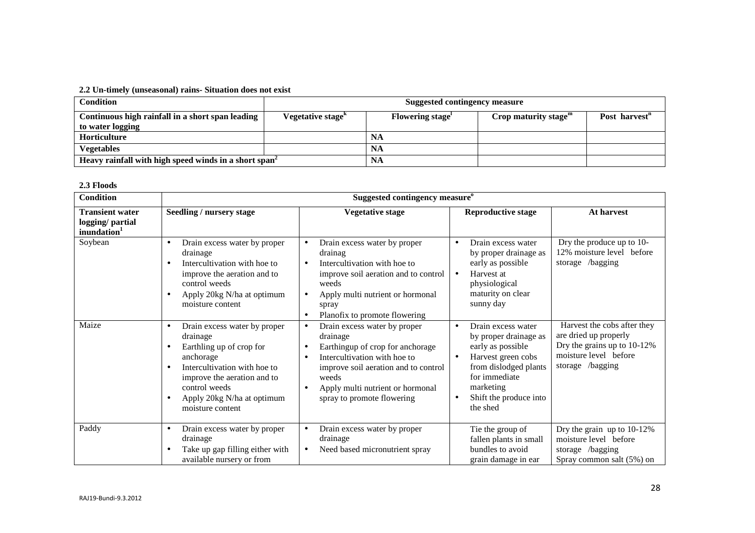**2.2 Un-timely (unseasonal) rains- Situation does not exist**

| Condition | Suggested contingency measure | | | |
|---|---|---|---|---|
| Continuous high rainfall in a short span leading to water logging | Vegetative stage[k] | Flowering stage[l] | Crop maturity stage[m] | Post harvest[n] |
| Horticulture | | NA | | |
| Vegetables | | NA | | |
| Heavy rainfall with high speed winds in a short span[2] | | NA | | |

**2.3 Floods**

| Condition | Suggested contingency measure[o] | | | |
|---|---|---|---|---|
| Transient water logging/ partial inundation[1] | Seedling / nursery stage | Vegetative stage | Reproductive stage | At harvest |
| Soybean | • Drain excess water by proper drainage<br>• Intercultivation with hoe to improve the aeration and to control weeds<br>• Apply 20kg N/ha at optimum moisture content | • Drain excess water by proper drainag<br>• Intercultivation with hoe to improve soil aeration and to control weeds<br>• Apply multi nutrient or hormonal spray<br>• Planofix to promote flowering | • Drain excess water by proper drainage as early as possible<br>• Harvest at physiological maturity on clear sunny day | Dry the produce up to 10-12% moisture level before storage /bagging |
| Maize | • Drain excess water by proper drainage<br>• Earthling up of crop for anchorage<br>• Intercultivation with hoe to improve the aeration and to control weeds<br>• Apply 20kg N/ha at optimum moisture content | • Drain excess water by proper drainage<br>• Earthingup of crop for anchorage<br>• Intercultivation with hoe to improve soil aeration and to control weeds<br>• Apply multi nutrient or hormonal spray to promote flowering | • Drain excess water by proper drainage as early as possible<br>• Harvest green cobs from dislodged plants for immediate marketing<br>• Shift the produce into the shed | Harvest the cobs after they are dried up properly<br>Dry the grains up to 10-12% moisture level before storage /bagging |
| Paddy | • Drain excess water by proper drainage<br>• Take up gap filling either with available nursery or from | • Drain excess water by proper drainage<br>• Need based micronutrient spray | Tie the group of fallen plants in small bundles to avoid grain damage in ear | Dry the grain up to 10-12% moisture level before storage /bagging<br>Spray common salt (5%) on |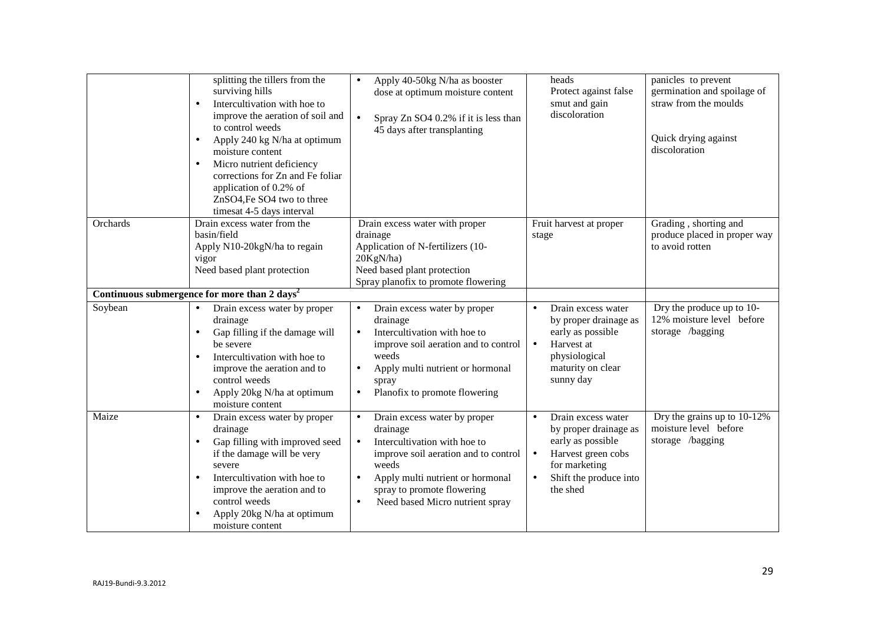| | | | | |
|---|---|---|---|---|
| | splitting the tillers from the surviving hills<br>• Intercultivation with hoe to improve the aeration of soil and to control weeds<br>• Apply 240 kg N/ha at optimum moisture content<br>• Micro nutrient deficiency corrections for Zn and Fe foliar application of 0.2% of $ZnSO_4$, Fe $SO_4$ two to three timesat 4-5 days interval | • Apply 40-50kg N/ha as booster dose at optimum moisture content<br>• Spray Zn $SO_4$ 0.2% if it is less than 45 days after transplanting | heads<br>Protect against false smut and gain discoloration | panicles to prevent germination and spoilage of straw from the moulds<br><br>Quick drying against discoloration |
| Orchards | Drain excess water from the basin/field<br>Apply N10-20kgN/ha to regain vigor<br>Need based plant protection | Drain excess water with proper drainage<br>Application of N-fertilizers (10-20KgN/ha)<br>Need based plant protection<br>Spray planofix to promote flowering | Fruit harvest at proper stage | Grading , shorting and produce placed in proper way to avoid rotten |
| **Continuous submergence for more than 2 days[2]** | | | | |
| Soybean | • Drain excess water by proper drainage<br>• Gap filling if the damage will be severe<br>• Intercultivation with hoe to improve the aeration and to control weeds<br>• Apply 20kg N/ha at optimum moisture content | • Drain excess water by proper drainage<br>• Intercultivation with hoe to improve soil aeration and to control weeds<br>• Apply multi nutrient or hormonal spray<br>• Planofix to promote flowering | • Drain excess water by proper drainage as early as possible<br>• Harvest at physiological maturity on clear sunny day | Dry the produce up to 10-12% moisture level before storage /bagging |
| Maize | • Drain excess water by proper drainage<br>• Gap filling with improved seed if the damage will be very severe<br>• Intercultivation with hoe to improve the aeration and to control weeds<br>• Apply 20kg N/ha at optimum moisture content | • Drain excess water by proper drainage<br>• Intercultivation with hoe to improve soil aeration and to control weeds<br>• Apply multi nutrient or hormonal spray to promote flowering<br>• Need based Micro nutrient spray | • Drain excess water by proper drainage as early as possible<br>• Harvest green cobs for marketing<br>• Shift the produce into the shed | Dry the grains up to 10-12% moisture level before storage /bagging |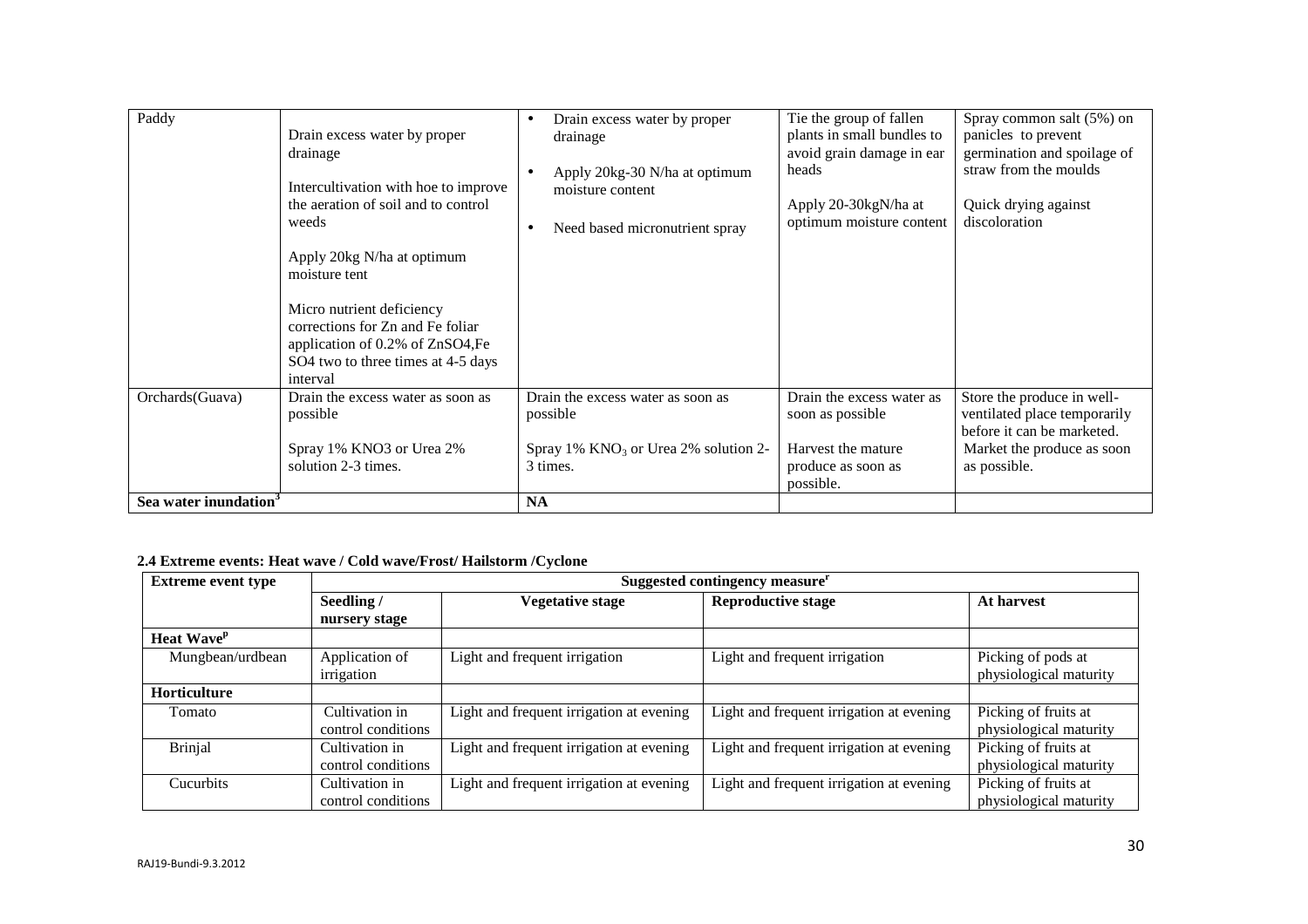| | | | | |
|---|---|---|---|---|
| Paddy | Drain excess water by proper drainage<br><br>Intercultivation with hoe to improve the aeration of soil and to control weeds<br><br>Apply 20kg N/ha at optimum moisture tent<br><br>Micro nutrient deficiency corrections for Zn and Fe foliar application of 0.2% of ZnSO4,Fe SO4 two to three times at 4-5 days interval | • Drain excess water by proper drainage<br>• Apply 20kg-30 N/ha at optimum moisture content<br>• Need based micronutrient spray | Tie the group of fallen plants in small bundles to avoid grain damage in ear heads<br><br>Apply 20-30kgN/ha at optimum moisture content | Spray common salt (5%) on panicles to prevent germination and spoilage of straw from the moulds<br><br>Quick drying against discoloration |
| Orchards(Guava) | Drain the excess water as soon as possible<br><br>Spray 1% KNO3 or Urea 2% solution 2-3 times. | Drain the excess water as soon as possible<br><br>Spray 1% $KNO_3$ or Urea 2% solution 2-3 times. | Drain the excess water as soon as possible<br><br>Harvest the mature produce as soon as possible. | Store the produce in well-ventilated place temporarily before it can be marketed.<br>Market the produce as soon as possible. |
| **Sea water inundation[s]** | | **NA** | | |

**2.4 Extreme events: Heat wave / Cold wave/Frost/ Hailstorm /Cyclone**

| Extreme event type | Suggested contingency measure[r] | | | |
|---|---|---|---|---|
| | **Seedling / nursery stage** | **Vegetative stage** | **Reproductive stage** | **At harvest** |
| **Heat Wave[p]** | | | | |
| Mungbean/urdbean | Application of irrigation | Light and frequent irrigation | Light and frequent irrigation | Picking of pods at physiological maturity |
| **Horticulture** | | | | |
| Tomato | Cultivation in control conditions | Light and frequent irrigation at evening | Light and frequent irrigation at evening | Picking of fruits at physiological maturity |
| Brinjal | Cultivation in control conditions | Light and frequent irrigation at evening | Light and frequent irrigation at evening | Picking of fruits at physiological maturity |
| Cucurbits | Cultivation in control conditions | Light and frequent irrigation at evening | Light and frequent irrigation at evening | Picking of fruits at physiological maturity |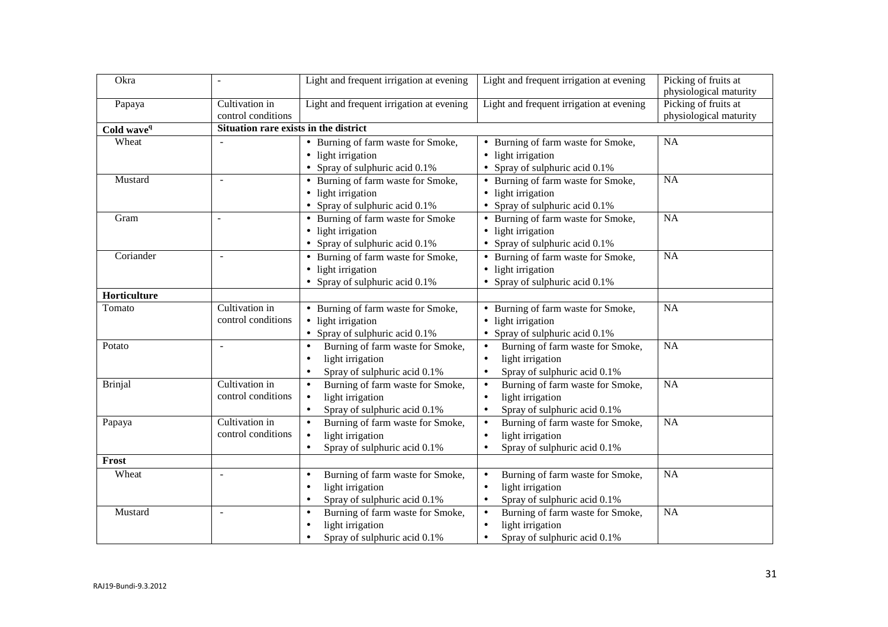| | | | | |
|---|---|---|---|---|
| Okra | - | Light and frequent irrigation at evening | Light and frequent irrigation at evening | Picking of fruits at physiological maturity |
| Papaya | Cultivation in control conditions | Light and frequent irrigation at evening | Light and frequent irrigation at evening | Picking of fruits at physiological maturity |
| **Cold wave**[q] | **Situation rare exists in the district** | | | |
| Wheat | - | • Burning of farm waste for Smoke, • light irrigation • Spray of sulphuric acid 0.1% | • Burning of farm waste for Smoke, • light irrigation • Spray of sulphuric acid 0.1% | NA |
| Mustard | - | • Burning of farm waste for Smoke, • light irrigation • Spray of sulphuric acid 0.1% | • Burning of farm waste for Smoke, • light irrigation • Spray of sulphuric acid 0.1% | NA |
| Gram | - | • Burning of farm waste for Smoke • light irrigation • Spray of sulphuric acid 0.1% | • Burning of farm waste for Smoke, • light irrigation • Spray of sulphuric acid 0.1% | NA |
| Coriander | - | • Burning of farm waste for Smoke, • light irrigation • Spray of sulphuric acid 0.1% | • Burning of farm waste for Smoke, • light irrigation • Spray of sulphuric acid 0.1% | NA |
| **Horticulture** | | | | |
| Tomato | Cultivation in control conditions | • Burning of farm waste for Smoke, • light irrigation • Spray of sulphuric acid 0.1% | • Burning of farm waste for Smoke, • light irrigation • Spray of sulphuric acid 0.1% | NA |
| Potato | - | • Burning of farm waste for Smoke, • light irrigation • Spray of sulphuric acid 0.1% | • Burning of farm waste for Smoke, • light irrigation • Spray of sulphuric acid 0.1% | NA |
| Brinjal | Cultivation in control conditions | • Burning of farm waste for Smoke, • light irrigation • Spray of sulphuric acid 0.1% | • Burning of farm waste for Smoke, • light irrigation • Spray of sulphuric acid 0.1% | NA |
| Papaya | Cultivation in control conditions | • Burning of farm waste for Smoke, • light irrigation • Spray of sulphuric acid 0.1% | • Burning of farm waste for Smoke, • light irrigation • Spray of sulphuric acid 0.1% | NA |
| **Frost** | | | | |
| Wheat | - | • Burning of farm waste for Smoke, • light irrigation • Spray of sulphuric acid 0.1% | • Burning of farm waste for Smoke, • light irrigation • Spray of sulphuric acid 0.1% | NA |
| Mustard | - | • Burning of farm waste for Smoke, • light irrigation • Spray of sulphuric acid 0.1% | • Burning of farm waste for Smoke, • light irrigation • Spray of sulphuric acid 0.1% | NA |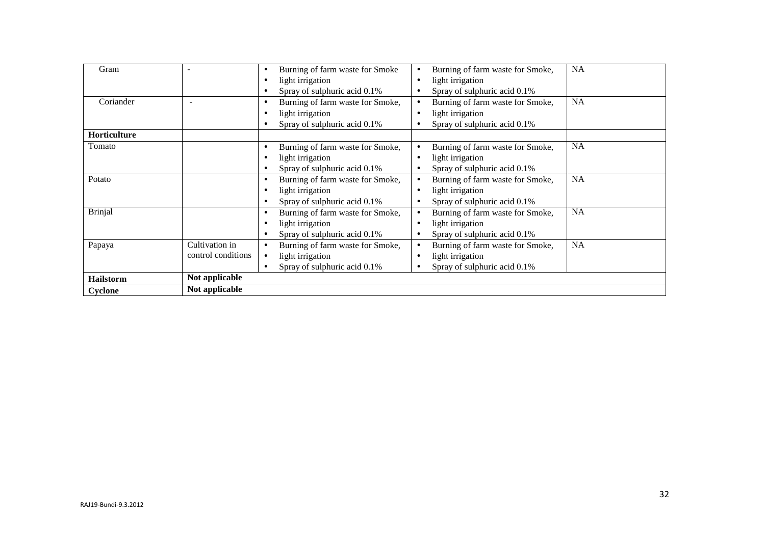| | | | | |
|---|---|---|---|---|
| Gram | - | • Burning of farm waste for Smoke<br>• light irrigation<br>• Spray of sulphuric acid 0.1% | • Burning of farm waste for Smoke,<br>• light irrigation<br>• Spray of sulphuric acid 0.1% | NA |
| Coriander | - | • Burning of farm waste for Smoke,<br>• light irrigation<br>• Spray of sulphuric acid 0.1% | • Burning of farm waste for Smoke,<br>• light irrigation<br>• Spray of sulphuric acid 0.1% | NA |
| **Horticulture** | | | | |
| Tomato | | • Burning of farm waste for Smoke,<br>• light irrigation<br>• Spray of sulphuric acid 0.1% | • Burning of farm waste for Smoke,<br>• light irrigation<br>• Spray of sulphuric acid 0.1% | NA |
| Potato | | • Burning of farm waste for Smoke,<br>• light irrigation<br>• Spray of sulphuric acid 0.1% | • Burning of farm waste for Smoke,<br>• light irrigation<br>• Spray of sulphuric acid 0.1% | NA |
| Brinjal | | • Burning of farm waste for Smoke,<br>• light irrigation<br>• Spray of sulphuric acid 0.1% | • Burning of farm waste for Smoke,<br>• light irrigation<br>• Spray of sulphuric acid 0.1% | NA |
| Papaya | Cultivation in control conditions | • Burning of farm waste for Smoke,<br>• light irrigation<br>• Spray of sulphuric acid 0.1% | • Burning of farm waste for Smoke,<br>• light irrigation<br>• Spray of sulphuric acid 0.1% | NA |
| **Hailstorm** | **Not applicable** | | | |
| **Cyclone** | **Not applicable** | | | |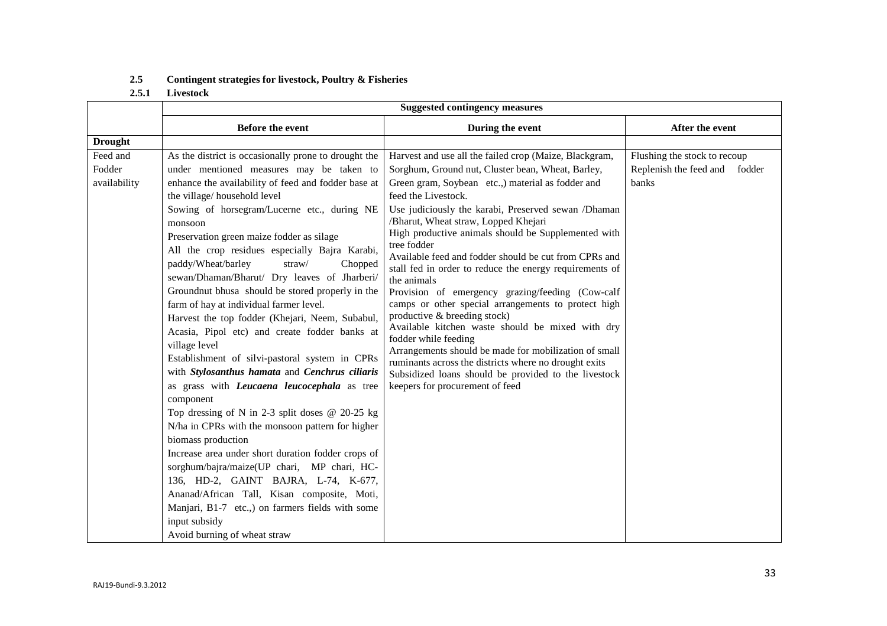### 2.5 Contingent strategies for livestock, Poultry & Fisheries

#### 2.5.1 Livestock

| | Suggested contingency measures | | |
|---|---|---|---|
| | **Before the event** | **During the event** | **After the event** |
| **Drought** | | | |
| Feed and Fodder availability | As the district is occasionally prone to drought the under mentioned measures may be taken to enhance the availability of feed and fodder base at the village/ household level<br>Sowing of horsegram/Lucerne etc., during NE monsoon<br>Preservation green maize fodder as silage<br>All the crop residues especially Bajra Karabi, paddy/Wheat/barley straw/ Chopped sewan/Dhaman/Bharut/ Dry leaves of Jharberi/ Groundnut bhusa should be stored properly in the farm of hay at individual farmer level.<br>Harvest the top fodder (Khejari, Neem, Subabul, Acasia, Pipol etc) and create fodder banks at village level<br>Establishment of silvi-pastoral system in CPRs with ***Stylosanthus hamata*** and ***Cenchrus ciliaris*** as grass with ***Leucaena leucocephala*** as tree component<br>Top dressing of N in 2-3 split doses @ 20-25 kg N/ha in CPRs with the monsoon pattern for higher biomass production<br>Increase area under short duration fodder crops of sorghum/bajra/maize(UP chari, MP chari, HC-136, HD-2, GAINT BAJRA, L-74, K-677, Ananad/African Tall, Kisan composite, Moti, Manjari, B1-7 etc.,) on farmers fields with some input subsidy<br>Avoid burning of wheat straw | Harvest and use all the failed crop (Maize, Blackgram, Sorghum, Ground nut, Cluster bean, Wheat, Barley, Green gram, Soybean etc.,) material as fodder and feed the Livestock.<br>Use judiciously the karabi, Preserved sewan /Dhaman /Bharut, Wheat straw, Lopped Khejari<br>High productive animals should be Supplemented with tree fodder<br>Available feed and fodder should be cut from CPRs and stall fed in order to reduce the energy requirements of the animals<br>Provision of emergency grazing/feeding (Cow-calf camps or other special arrangements to protect high productive & breeding stock)<br>Available kitchen waste should be mixed with dry fodder while feeding<br>Arrangements should be made for mobilization of small ruminants across the districts where no drought exits<br>Subsidized loans should be provided to the livestock keepers for procurement of feed | Flushing the stock to recoup<br>Replenish the feed and fodder banks |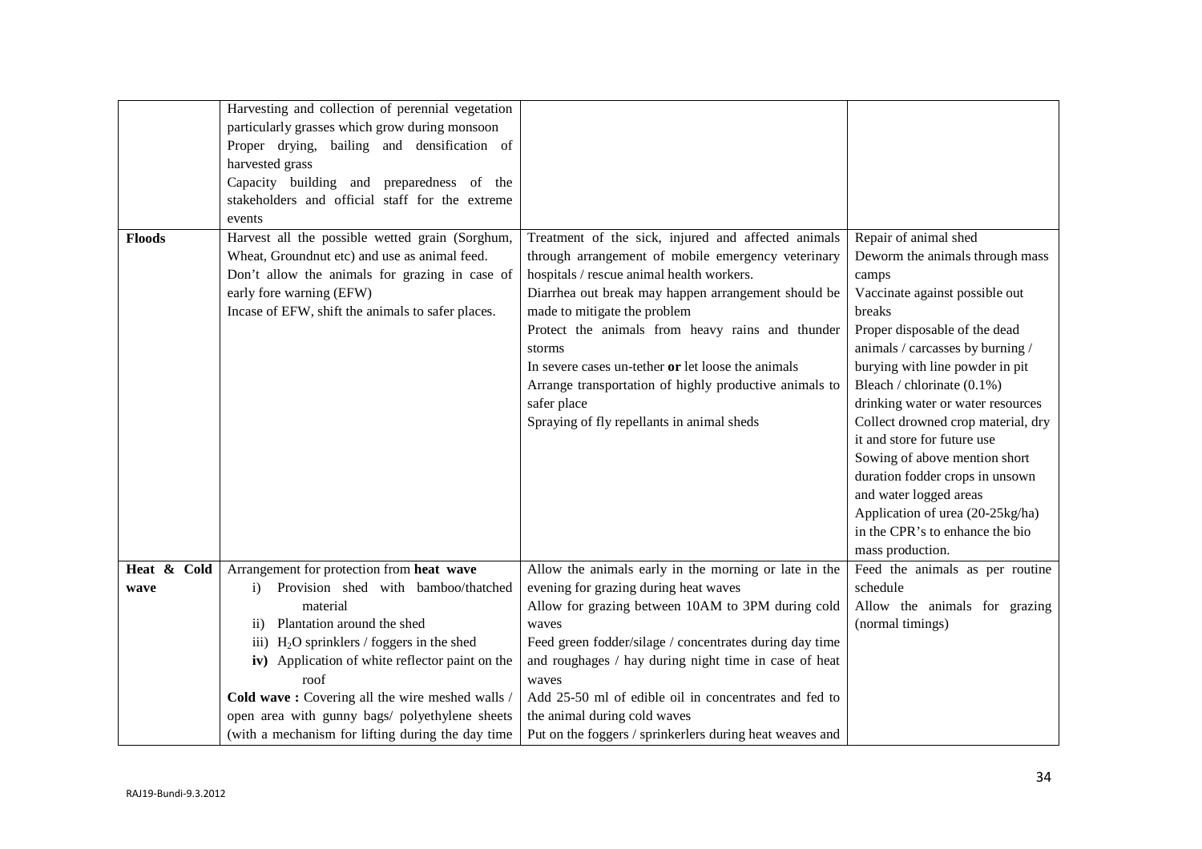| | | | |
|---|---|---|---|
| | Harvesting and collection of perennial vegetation particularly grasses which grow during monsoon<br>Proper drying, bailing and densification of harvested grass<br>Capacity building and preparedness of the stakeholders and official staff for the extreme events | | |
| **Floods** | Harvest all the possible wetted grain (Sorghum, Wheat, Groundnut etc) and use as animal feed.<br>Don't allow the animals for grazing in case of early fore warning (EFW)<br>Incase of EFW, shift the animals to safer places. | Treatment of the sick, injured and affected animals through arrangement of mobile emergency veterinary hospitals / rescue animal health workers.<br>Diarrhea out break may happen arrangement should be made to mitigate the problem<br>Protect the animals from heavy rains and thunder storms<br>In severe cases un-tether **or** let loose the animals<br>Arrange transportation of highly productive animals to safer place<br>Spraying of fly repellants in animal sheds | Repair of animal shed<br>Deworm the animals through mass camps<br>Vaccinate against possible out breaks<br>Proper disposable of the dead animals / carcasses by burning / burying with line powder in pit<br>Bleach / chlorinate (0.1%) drinking water or water resources<br>Collect drowned crop material, dry it and store for future use<br>Sowing of above mention short duration fodder crops in unsown and water logged areas<br>Application of urea (20-25kg/ha) in the CPR's to enhance the bio mass production. |
| **Heat & Cold wave** | Arrangement for protection from **heat wave**<br>i) Provision shed with bamboo/thatched material<br>ii) Plantation around the shed<br>iii) $H_2O$ sprinklers / foggers in the shed<br>**iv)** Application of white reflector paint on the roof<br>**Cold wave :** Covering all the wire meshed walls / open area with gunny bags/ polyethylene sheets (with a mechanism for lifting during the day time | Allow the animals early in the morning or late in the evening for grazing during heat waves<br>Allow for grazing between 10AM to 3PM during cold waves<br>Feed green fodder/silage / concentrates during day time and roughages / hay during night time in case of heat waves<br>Add 25-50 ml of edible oil in concentrates and fed to the animal during cold waves<br>Put on the foggers / sprinkerlers during heat weaves and | Feed the animals as per routine schedule<br>Allow the animals for grazing (normal timings) |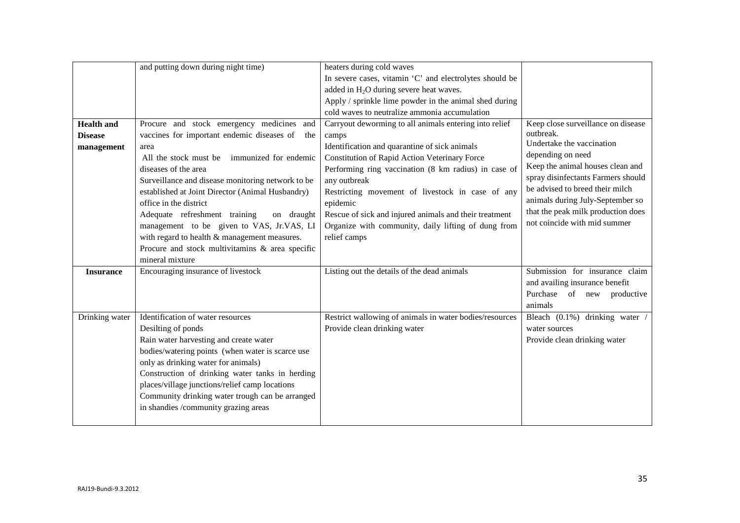| | and putting down during night time) | heaters during cold waves<br>In severe cases, vitamin 'C' and electrolytes should be added in $H_2O$ during severe heat waves.<br>Apply / sprinkle lime powder in the animal shed during cold waves to neutralize ammonia accumulation | |
|---|---|---|---|
| **Health and Disease management** | Procure and stock emergency medicines and vaccines for important endemic diseases of the area<br>All the stock must be immunized for endemic diseases of the area<br>Surveillance and disease monitoring network to be established at Joint Director (Animal Husbandry) office in the district<br>Adequate refreshment training on draught management to be given to VAS, Jr.VAS, LI with regard to health & management measures.<br>Procure and stock multivitamins & area specific mineral mixture | Carryout deworming to all animals entering into relief camps<br>Identification and quarantine of sick animals<br>Constitution of Rapid Action Veterinary Force<br>Performing ring vaccination (8 km radius) in case of any outbreak<br>Restricting movement of livestock in case of any epidemic<br>Rescue of sick and injured animals and their treatment<br>Organize with community, daily lifting of dung from relief camps | Keep close surveillance on disease outbreak.<br>Undertake the vaccination depending on need<br>Keep the animal houses clean and spray disinfectants Farmers should be advised to breed their milch animals during July-September so that the peak milk production does not coincide with mid summer |
| **Insurance** | Encouraging insurance of livestock | Listing out the details of the dead animals | Submission for insurance claim and availing insurance benefit<br>Purchase of new productive animals |
| Drinking water | Identification of water resources<br>Desilting of ponds<br>Rain water harvesting and create water bodies/watering points (when water is scarce use only as drinking water for animals)<br>Construction of drinking water tanks in herding places/village junctions/relief camp locations<br>Community drinking water trough can be arranged in shandies /community grazing areas | Restrict wallowing of animals in water bodies/resources<br>Provide clean drinking water | Bleach (0.1%) drinking water / water sources<br>Provide clean drinking water |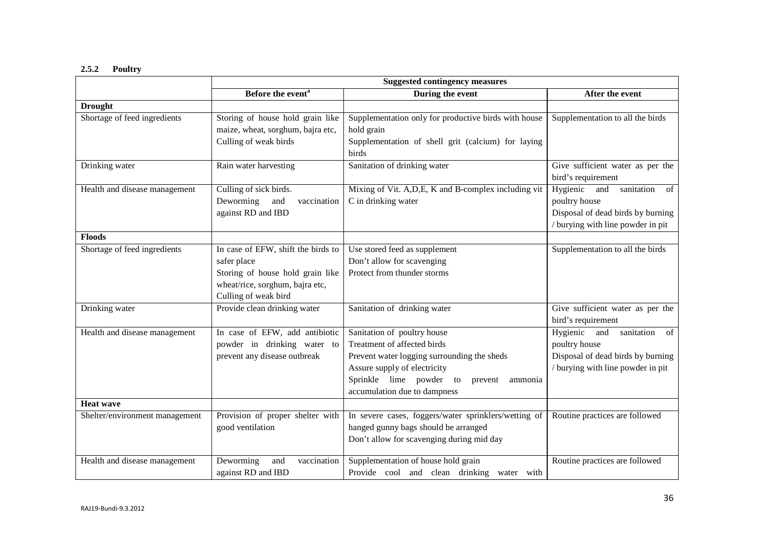### 2.5.2 Poultry

| | Suggested contingency measures | | |
|---|---|---|---|
| | Before the event[a] | During the event | After the event |
| **Drought** | | | |
| Shortage of feed ingredients | Storing of house hold grain like maize, wheat, sorghum, bajra etc,<br>Culling of weak birds | Supplementation only for productive birds with house hold grain<br>Supplementation of shell grit (calcium) for laying birds | Supplementation to all the birds |
| Drinking water | Rain water harvesting | Sanitation of drinking water | Give sufficient water as per the bird's requirement |
| Health and disease management | Culling of sick birds.<br>Deworming and vaccination against RD and IBD | Mixing of Vit. A,D,E, K and B-complex including vit C in drinking water | Hygienic and sanitation of poultry house<br>Disposal of dead birds by burning / burying with line powder in pit |
| **Floods** | | | |
| Shortage of feed ingredients | In case of EFW, shift the birds to safer place<br>Storing of house hold grain like wheat/rice, sorghum, bajra etc,<br>Culling of weak bird | Use stored feed as supplement<br>Don't allow for scavenging<br>Protect from thunder storms | Supplementation to all the birds |
| Drinking water | Provide clean drinking water | Sanitation of drinking water | Give sufficient water as per the bird's requirement |
| Health and disease management | In case of EFW, add antibiotic powder in drinking water to prevent any disease outbreak | Sanitation of poultry house<br>Treatment of affected birds<br>Prevent water logging surrounding the sheds<br>Assure supply of electricity<br>Sprinkle lime powder to prevent ammonia accumulation due to dampness | Hygienic and sanitation of poultry house<br>Disposal of dead birds by burning / burying with line powder in pit |
| **Heat wave** | | | |
| Shelter/environment management | Provision of proper shelter with good ventilation | In severe cases, foggers/water sprinklers/wetting of hanged gunny bags should be arranged<br>Don't allow for scavenging during mid day | Routine practices are followed |
| Health and disease management | Deworming and vaccination against RD and IBD | Supplementation of house hold grain<br>Provide cool and clean drinking water with | Routine practices are followed |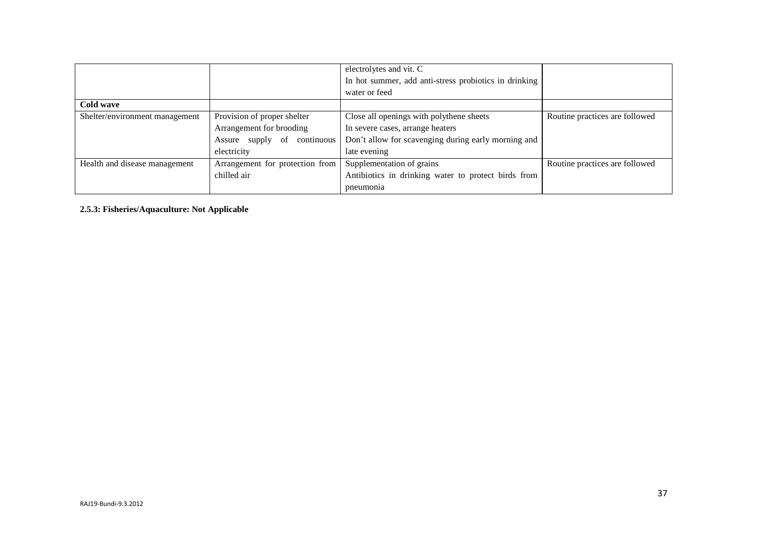| | | | |
|---|---|---|---|
| | | electrolytes and vit. C<br>In hot summer, add anti-stress probiotics in drinking water or feed | |
| **Cold wave** | | | |
| Shelter/environment management | Provision of proper shelter<br>Arrangement for brooding<br>Assure supply of continuous electricity | Close all openings with polythene sheets<br>In severe cases, arrange heaters<br>Don't allow for scavenging during early morning and late evening | Routine practices are followed |
| Health and disease management | Arrangement for protection from chilled air | Supplementation of grains<br>Antibiotics in drinking water to protect birds from pneumonia | Routine practices are followed |

**2.5.3: Fisheries/Aquaculture: Not Applicable**